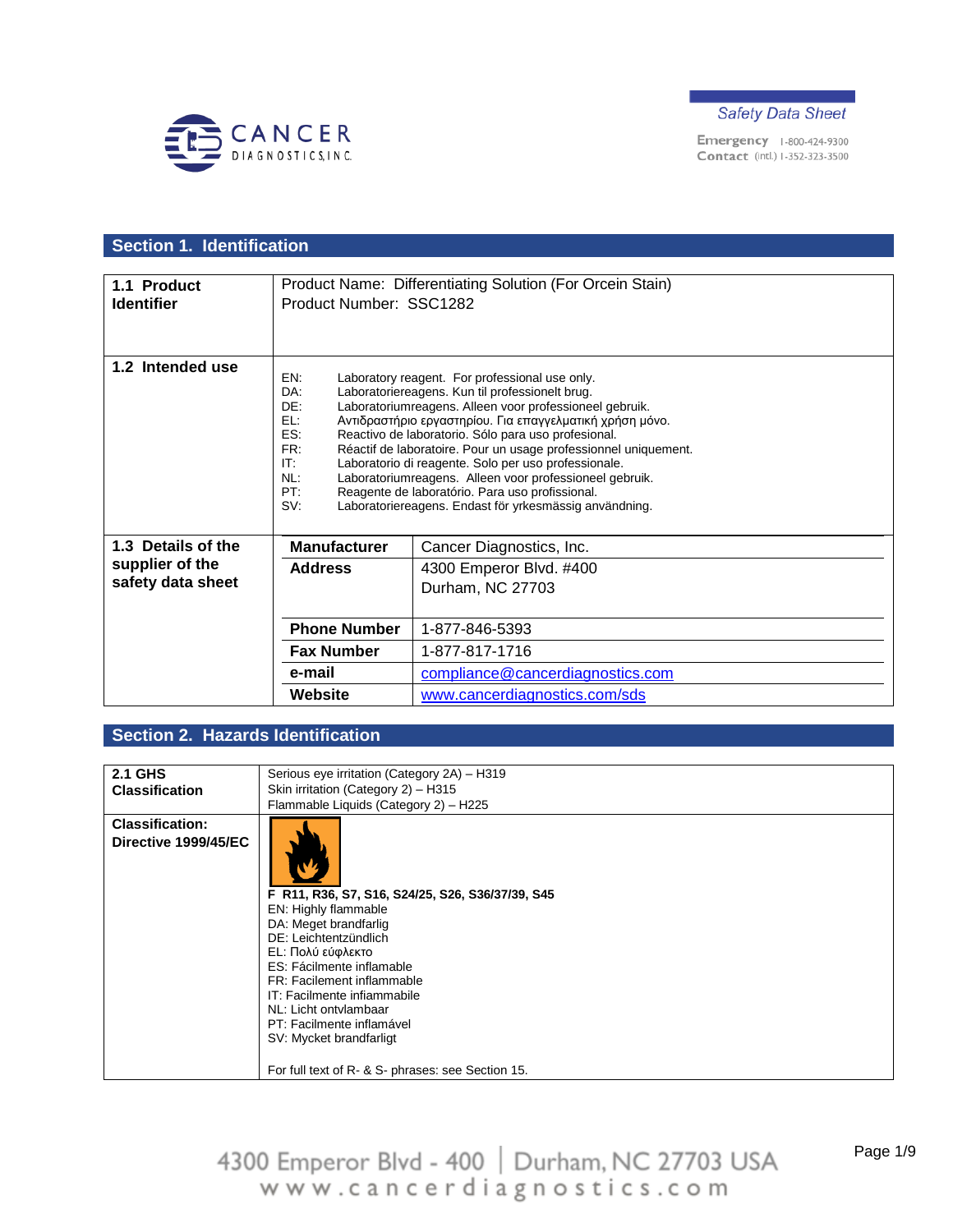Safety Data Sheet

Emergency Contact 1-800-424-9300 (intl.) 1-352-323-3500

## Section 1. Identification

| | |
|---|---|
| **1.1 Product Identifier** | Product Name: Differentiating Solution (For Orcein Stain)<br>Product Number: SSC1282 |
| **1.2 Intended use** | EN: Laboratory reagent. For professional use only.<br>DA: Laboratoriereagens. Kun til professionelt brug.<br>DE: Laboratoriumreagens. Alleen voor professioneel gebruik.<br>EL: Αντιδραστήριο εργαστηρίου. Για επαγγελματική χρήση μόνο.<br>ES: Reactivo de laboratorio. Sólo para uso profesional.<br>FR: Réactif de laboratoire. Pour un usage professionnel uniquement.<br>IT: Laboratorio di reagente. Solo per uso professionale.<br>NL: Laboratoriumreagens. Alleen voor professioneel gebruik.<br>PT: Reagente de laboratório. Para uso profissional.<br>SV: Laboratoriereagens. Endast för yrkesmässig användning. |
| **1.3 Details of the supplier of the safety data sheet** | **Manufacturer**: Cancer Diagnostics, Inc.<br>**Address**: 4300 Emperor Blvd. #400, Durham, NC 27703<br>**Phone Number**: 1-877-846-5393<br>**Fax Number**: 1-877-817-1716<br>**e-mail**: compliance@cancerdiagnostics.com<br>**Website**: www.cancerdiagnostics.com/sds |

## Section 2. Hazards Identification

| | |
|---|---|
| **2.1 GHS Classification** | Serious eye irritation (Category 2A) – H319<br>Skin irritation (Category 2) – H315<br>Flammable Liquids (Category 2) – H225 |
| **Classification: Directive 1999/45/EC** | **F R11, R36, S7, S16, S24/25, S26, S36/37/39, S45**<br>EN: Highly flammable<br>DA: Meget brandfarlig<br>DE: Leichtentzündlich<br>EL: Πολύ εύφλεκτο<br>ES: Fácilmente inflamable<br>FR: Facilement inflammable<br>IT: Facilmente infiammabile<br>NL: Licht ontvlambaar<br>PT: Facilmente inflamável<br>SV: Mycket brandfarligt<br><br>For full text of R- & S- phrases: see Section 15. |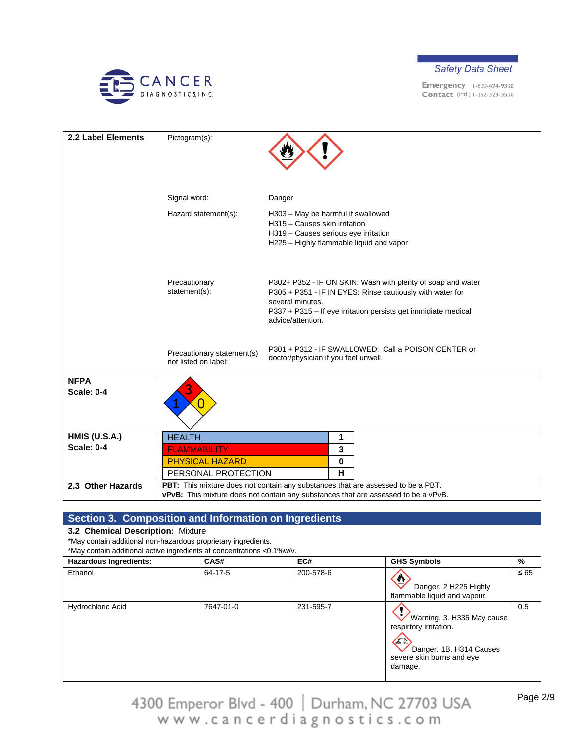| 2.2 Label Elements | | |
|---|---|---|
| | Pictogram(s): | |
| | Signal word: | Danger |
| | Hazard statement(s): | H303 – May be harmful if swallowed<br>H315 – Causes skin irritation<br>H319 – Causes serious eye irritation<br>H225 – Highly flammable liquid and vapor |
| | Precautionary statement(s): | P302+ P352 - IF ON SKIN: Wash with plenty of soap and water<br>P305 + P351 - IF IN EYES: Rinse cautiously with water for several minutes.<br>P337 + P315 – If eye irritation persists get immidiate medical advice/attention. |
| | Precautionary statement(s) not listed on label: | P301 + P312 - IF SWALLOWED: Call a POISON CENTER or doctor/physician if you feel unwell. |
| **NFPA Scale: 0-4** | 3 / 1 / 0 | |
| **HMIS (U.S.A.) Scale: 0-4** | HEALTH | 1 |
| | FLAMMABILITY | 3 |
| | PHYSICAL HAZARD | 0 |
| | PERSONAL PROTECTION | H |
| **2.3 Other Hazards** | **PBT:** This mixture does not contain any substances that are assessed to be a PBT.<br>**vPvB:** This mixture does not contain any substances that are assessed to be a vPvB. | |

## Section 3. Composition and Information on Ingredients

**3.2 Chemical Description:** Mixture

*May contain additional non-hazardous proprietary ingredients.

*May contain additional active ingredients at concentrations <0.1%w/v.

| Hazardous Ingredients: | CAS# | EC# | GHS Symbols | % |
|---|---|---|---|---|
| Ethanol | 64-17-5 | 200-578-6 | Danger. 2 H225 Highly flammable liquid and vapour. | ≤ 65 |
| Hydrochloric Acid | 7647-01-0 | 231-595-7 | Warning. 3. H335 May cause respirtory irritation.<br>Danger. 1B. H314 Causes severe skin burns and eye damage. | 0.5 |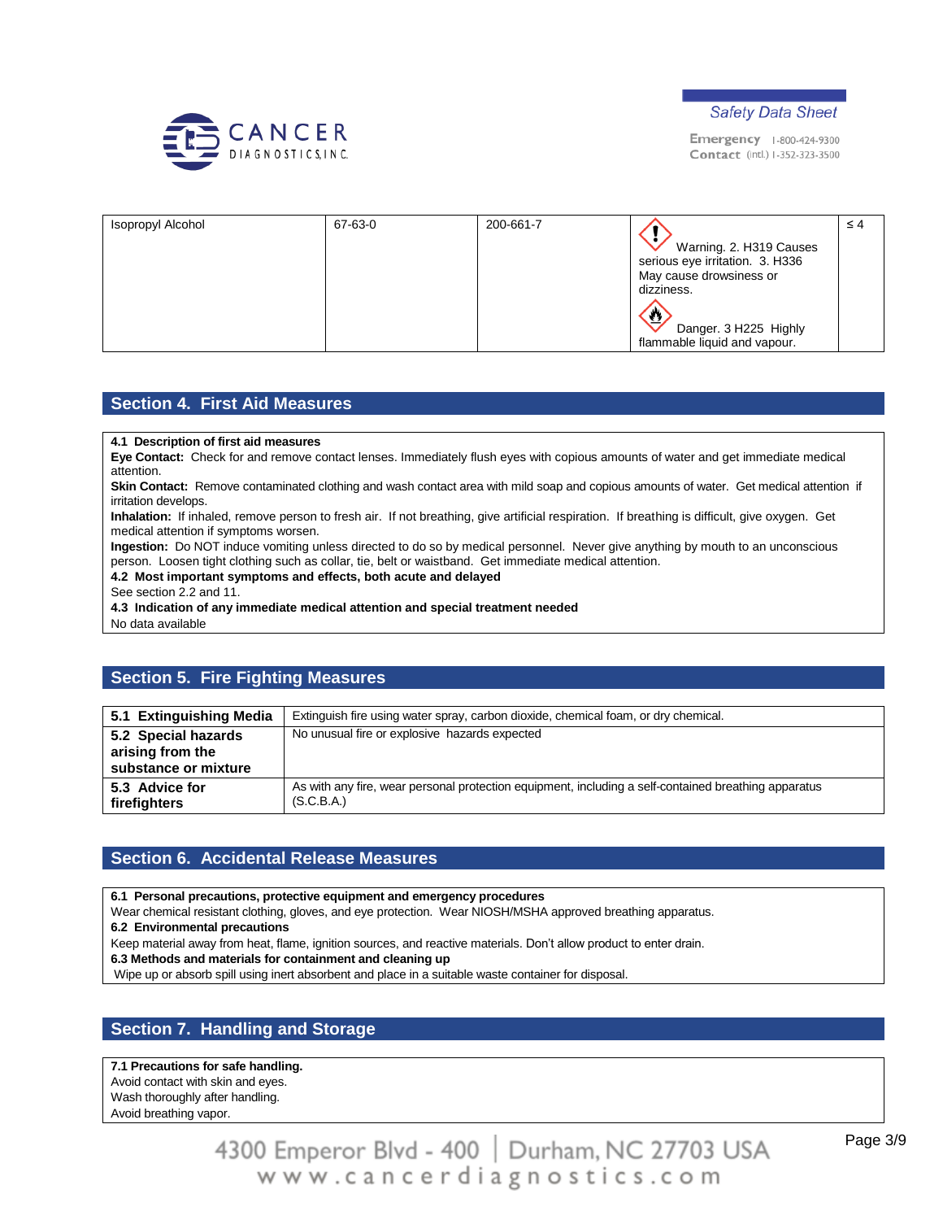| Isopropyl Alcohol | 67-63-0 | 200-661-7 | Warning. 2. H319 Causes serious eye irritation. 3. H336 May cause drowsiness or dizziness. Danger. 3 H225 Highly flammable liquid and vapour. | ≤ 4 |
|---|---|---|---|---|

## Section 4. First Aid Measures

**4.1 Description of first aid measures**

**Eye Contact:** Check for and remove contact lenses. Immediately flush eyes with copious amounts of water and get immediate medical attention.

**Skin Contact:** Remove contaminated clothing and wash contact area with mild soap and copious amounts of water. Get medical attention if irritation develops.

**Inhalation:** If inhaled, remove person to fresh air. If not breathing, give artificial respiration. If breathing is difficult, give oxygen. Get medical attention if symptoms worsen.

**Ingestion:** Do NOT induce vomiting unless directed to do so by medical personnel. Never give anything by mouth to an unconscious person. Loosen tight clothing such as collar, tie, belt or waistband. Get immediate medical attention.

**4.2 Most important symptoms and effects, both acute and delayed**

See section 2.2 and 11.

**4.3 Indication of any immediate medical attention and special treatment needed**

No data available

## Section 5. Fire Fighting Measures

| | |
|---|---|
| **5.1 Extinguishing Media** | Extinguish fire using water spray, carbon dioxide, chemical foam, or dry chemical. |
| **5.2 Special hazards arising from the substance or mixture** | No unusual fire or explosive hazards expected |
| **5.3 Advice for firefighters** | As with any fire, wear personal protection equipment, including a self-contained breathing apparatus (S.C.B.A.) |

## Section 6. Accidental Release Measures

**6.1 Personal precautions, protective equipment and emergency procedures**

Wear chemical resistant clothing, gloves, and eye protection. Wear NIOSH/MSHA approved breathing apparatus.

**6.2 Environmental precautions**

Keep material away from heat, flame, ignition sources, and reactive materials. Don't allow product to enter drain.

**6.3 Methods and materials for containment and cleaning up**

Wipe up or absorb spill using inert absorbent and place in a suitable waste container for disposal.

## Section 7. Handling and Storage

**7.1 Precautions for safe handling.**

Avoid contact with skin and eyes.

Wash thoroughly after handling.

Avoid breathing vapor.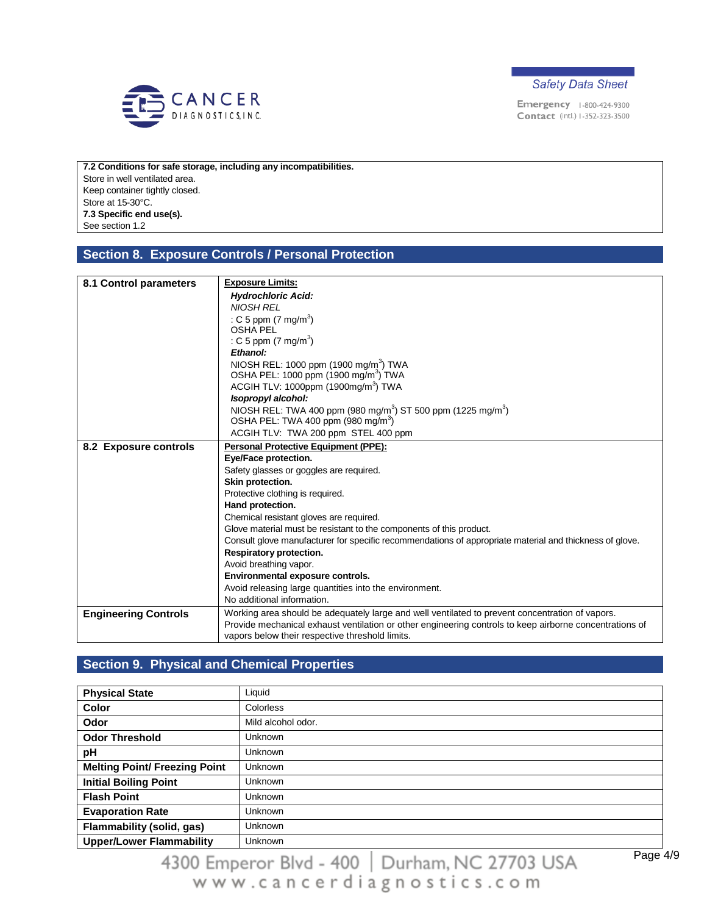**7.2 Conditions for safe storage, including any incompatibilities.**
Store in well ventilated area.
Keep container tightly closed.
Store at 15-30°C.
**7.3 Specific end use(s).**
See section 1.2

## Section 8. Exposure Controls / Personal Protection

| | |
|---|---|
| **8.1 Control parameters** | **Exposure Limits:**<br>***Hydrochloric Acid:***<br>*NIOSH REL*<br>: C 5 ppm (7 mg/m$^3$)<br>OSHA PEL<br>: C 5 ppm (7 mg/m$^3$)<br>***Ethanol:***<br>NIOSH REL: 1000 ppm (1900 mg/m$^3$) TWA<br>OSHA PEL: 1000 ppm (1900 mg/m$^3$) TWA<br>ACGIH TLV: 1000ppm (1900mg/m$^3$) TWA<br>***Isopropyl alcohol:***<br>NIOSH REL: TWA 400 ppm (980 mg/m$^3$) ST 500 ppm (1225 mg/m$^3$)<br>OSHA PEL: TWA 400 ppm (980 mg/m$^3$)<br>ACGIH TLV: TWA 200 ppm STEL 400 ppm |
| **8.2 Exposure controls** | **Personal Protective Equipment (PPE):**<br>**Eye/Face protection.**<br>Safety glasses or goggles are required.<br>**Skin protection.**<br>Protective clothing is required.<br>**Hand protection.**<br>Chemical resistant gloves are required.<br>Glove material must be resistant to the components of this product.<br>Consult glove manufacturer for specific recommendations of appropriate material and thickness of glove.<br>**Respiratory protection.**<br>Avoid breathing vapor.<br>**Environmental exposure controls.**<br>Avoid releasing large quantities into the environment.<br>No additional information. |
| **Engineering Controls** | Working area should be adequately large and well ventilated to prevent concentration of vapors. Provide mechanical exhaust ventilation or other engineering controls to keep airborne concentrations of vapors below their respective threshold limits. |

## Section 9. Physical and Chemical Properties

| | |
|---|---|
| **Physical State** | Liquid |
| **Color** | Colorless |
| **Odor** | Mild alcohol odor. |
| **Odor Threshold** | Unknown |
| **pH** | Unknown |
| **Melting Point/ Freezing Point** | Unknown |
| **Initial Boiling Point** | Unknown |
| **Flash Point** | Unknown |
| **Evaporation Rate** | Unknown |
| **Flammability (solid, gas)** | Unknown |
| **Upper/Lower Flammability** | Unknown |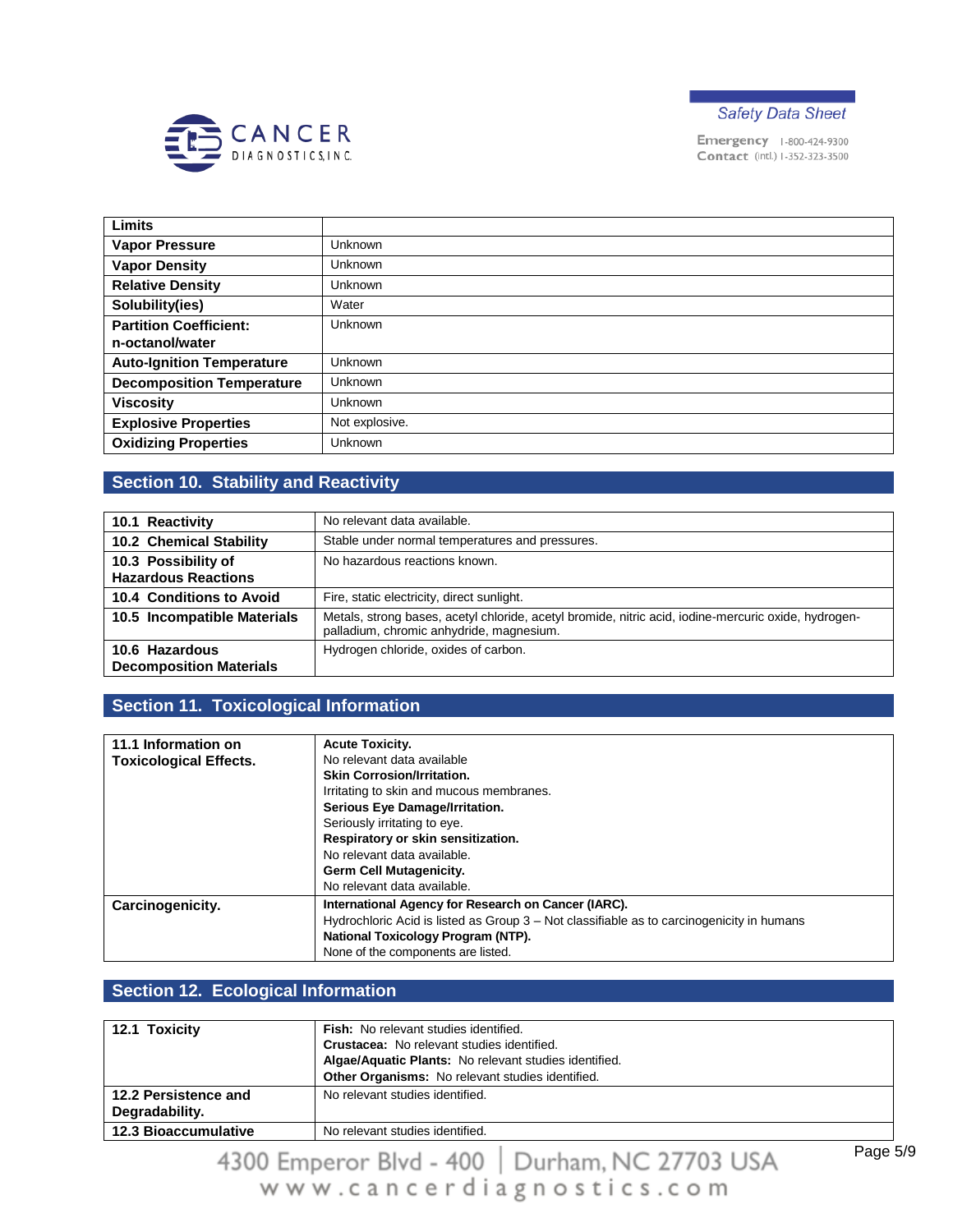| Limits | |
|---|---|
| Vapor Pressure | Unknown |
| Vapor Density | Unknown |
| Relative Density | Unknown |
| Solubility(ies) | Water |
| Partition Coefficient: n-octanol/water | Unknown |
| Auto-Ignition Temperature | Unknown |
| Decomposition Temperature | Unknown |
| Viscosity | Unknown |
| Explosive Properties | Not explosive. |
| Oxidizing Properties | Unknown |

## Section 10. Stability and Reactivity

| | |
|---|---|
| **10.1 Reactivity** | No relevant data available. |
| **10.2 Chemical Stability** | Stable under normal temperatures and pressures. |
| **10.3 Possibility of Hazardous Reactions** | No hazardous reactions known. |
| **10.4 Conditions to Avoid** | Fire, static electricity, direct sunlight. |
| **10.5 Incompatible Materials** | Metals, strong bases, acetyl chloride, acetyl bromide, nitric acid, iodine-mercuric oxide, hydrogen-palladium, chromic anhydride, magnesium. |
| **10.6 Hazardous Decomposition Materials** | Hydrogen chloride, oxides of carbon. |

## Section 11. Toxicological Information

| | |
|---|---|
| **11.1 Information on Toxicological Effects.** | **Acute Toxicity.**<br>No relevant data available<br>**Skin Corrosion/Irritation.**<br>Irritating to skin and mucous membranes.<br>**Serious Eye Damage/Irritation.**<br>Seriously irritating to eye.<br>**Respiratory or skin sensitization.**<br>No relevant data available.<br>**Germ Cell Mutagenicity.**<br>No relevant data available. |
| **Carcinogenicity.** | **International Agency for Research on Cancer (IARC).**<br>Hydrochloric Acid is listed as Group 3 – Not classifiable as to carcinogenicity in humans<br>**National Toxicology Program (NTP).**<br>None of the components are listed. |

## Section 12. Ecological Information

| | |
|---|---|
| **12.1 Toxicity** | **Fish:** No relevant studies identified.<br>**Crustacea:** No relevant studies identified.<br>**Algae/Aquatic Plants:** No relevant studies identified.<br>**Other Organisms:** No relevant studies identified. |
| **12.2 Persistence and Degradability.** | No relevant studies identified. |
| **12.3 Bioaccumulative** | No relevant studies identified. |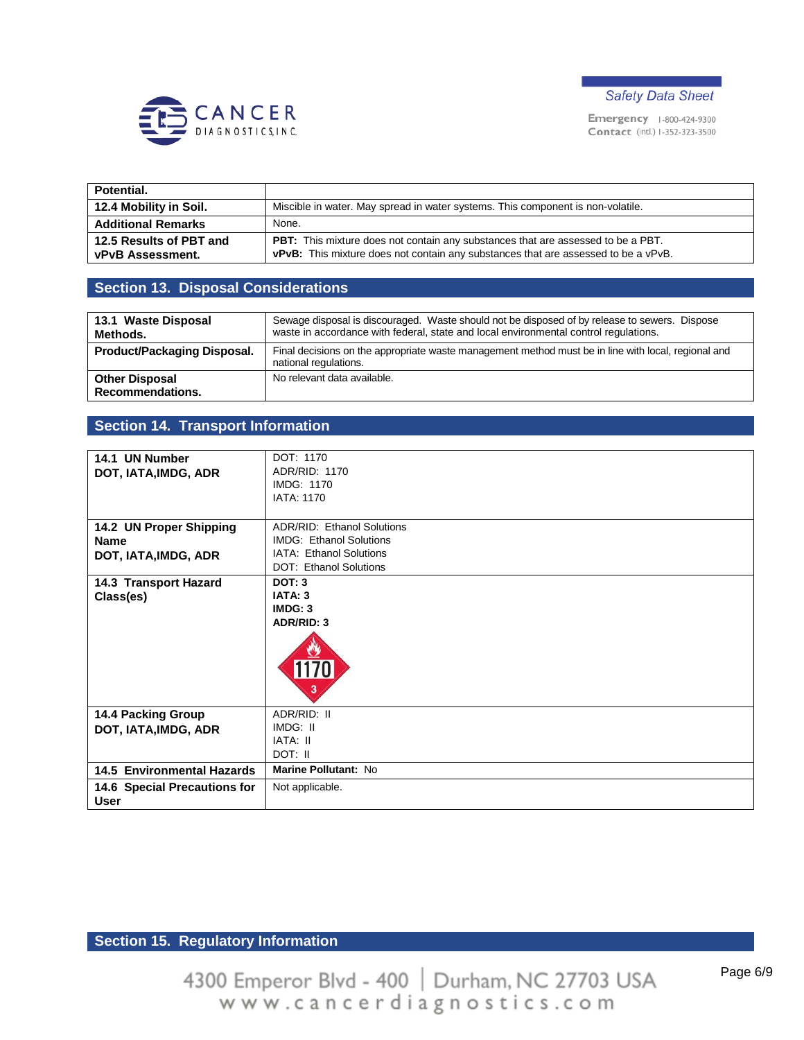| | |
|---|---|
| **Potential.** | |
| **12.4 Mobility in Soil.** | Miscible in water. May spread in water systems. This component is non-volatile. |
| **Additional Remarks** | None. |
| **12.5 Results of PBT and vPvB Assessment.** | **PBT:** This mixture does not contain any substances that are assessed to be a PBT.<br>**vPvB:** This mixture does not contain any substances that are assessed to be a vPvB. |

## Section 13. Disposal Considerations

| | |
|---|---|
| **13.1 Waste Disposal Methods.** | Sewage disposal is discouraged. Waste should not be disposed of by release to sewers. Dispose waste in accordance with federal, state and local environmental control regulations. |
| **Product/Packaging Disposal.** | Final decisions on the appropriate waste management method must be in line with local, regional and national regulations. |
| **Other Disposal Recommendations.** | No relevant data available. |

## Section 14. Transport Information

| | |
|---|---|
| **14.1 UN Number DOT, IATA,IMDG, ADR** | DOT: 1170<br>ADR/RID: 1170<br>IMDG: 1170<br>IATA: 1170 |
| **14.2 UN Proper Shipping Name DOT, IATA,IMDG, ADR** | ADR/RID: Ethanol Solutions<br>IMDG: Ethanol Solutions<br>IATA: Ethanol Solutions<br>DOT: Ethanol Solutions |
| **14.3 Transport Hazard Class(es)** | **DOT: 3**<br>**IATA: 3**<br>**IMDG: 3**<br>**ADR/RID: 3**<br>1170<br>3 |
| **14.4 Packing Group DOT, IATA,IMDG, ADR** | ADR/RID: II<br>IMDG: II<br>IATA: II<br>DOT: II |
| **14.5 Environmental Hazards** | **Marine Pollutant:** No |
| **14.6 Special Precautions for User** | Not applicable. |

## Section 15. Regulatory Information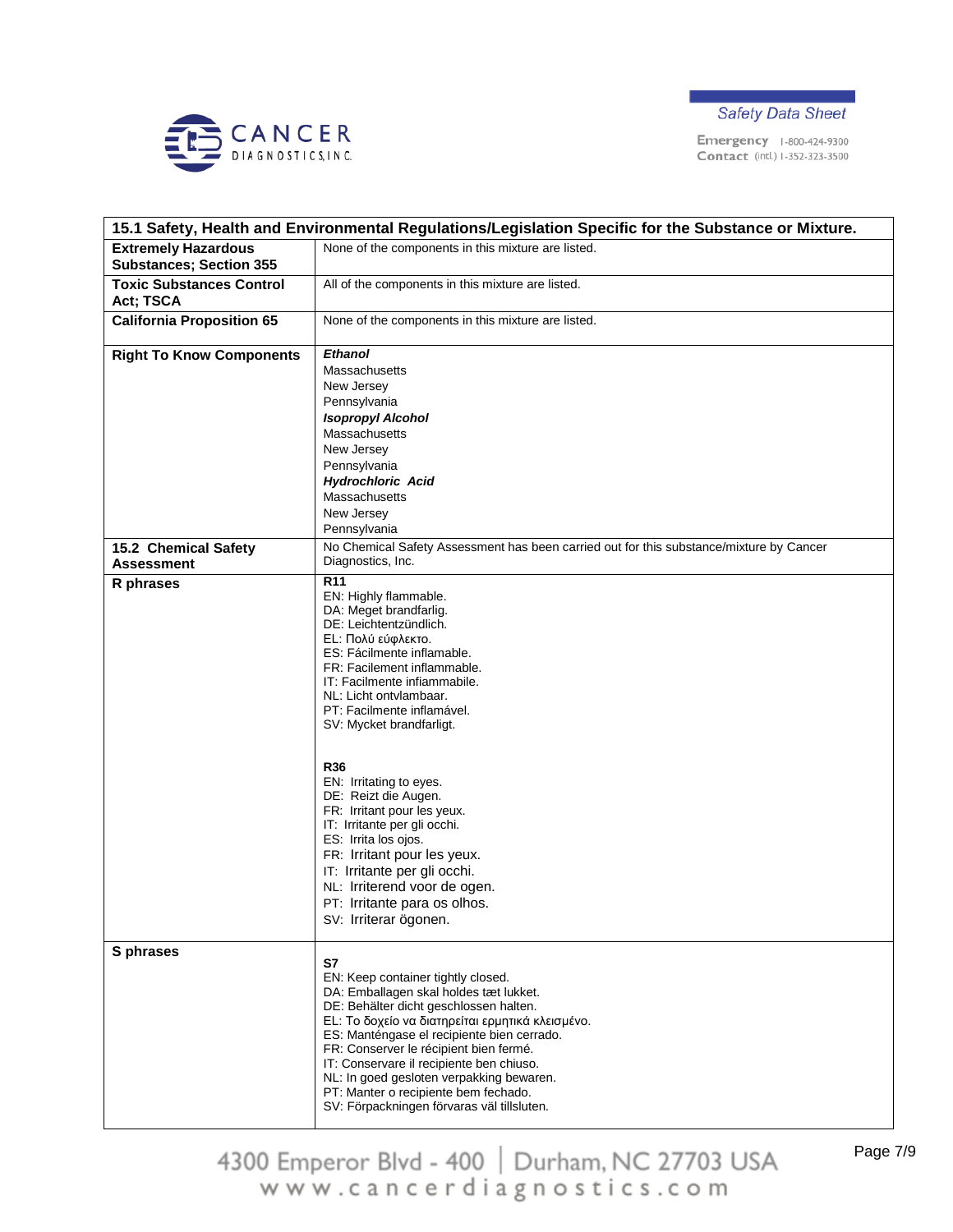| 15.1 Safety, Health and Environmental Regulations/Legislation Specific for the Substance or Mixture. | |
|---|---|
| **Extremely Hazardous Substances; Section 355** | None of the components in this mixture are listed. |
| **Toxic Substances Control Act; TSCA** | All of the components in this mixture are listed. |
| **California Proposition 65** | None of the components in this mixture are listed. |
| **Right To Know Components** | ***Ethanol***<br>Massachusetts<br>New Jersey<br>Pennsylvania<br>***Isopropyl Alcohol***<br>Massachusetts<br>New Jersey<br>Pennsylvania<br>***Hydrochloric Acid***<br>Massachusetts<br>New Jersey<br>Pennsylvania |
| **15.2 Chemical Safety Assessment** | No Chemical Safety Assessment has been carried out for this substance/mixture by Cancer Diagnostics, Inc. |
| **R phrases** | **R11**<br>EN: Highly flammable.<br>DA: Meget brandfarlig.<br>DE: Leichtentzündlich.<br>EL: Πολύ εύφλεκτο.<br>ES: Fácilmente inflamable.<br>FR: Facilement inflammable.<br>IT: Facilmente infiammabile.<br>NL: Licht ontvlambaar.<br>PT: Facilmente inflamável.<br>SV: Mycket brandfarligt.<br><br>**R36**<br>EN: Irritating to eyes.<br>DE: Reizt die Augen.<br>FR: Irritant pour les yeux.<br>IT: Irritante per gli occhi.<br>ES: Irrita los ojos.<br>FR: Irritant pour les yeux.<br>IT: Irritante per gli occhi.<br>NL: Irriterend voor de ogen.<br>PT: Irritante para os olhos.<br>SV: Irriterar ögonen. |
| **S phrases** | **S7**<br>EN: Keep container tightly closed.<br>DA: Emballagen skal holdes tæt lukket.<br>DE: Behälter dicht geschlossen halten.<br>EL: Το δοχείο να διατηρείται ερμητικά κλεισμένο.<br>ES: Manténgase el recipiente bien cerrado.<br>FR: Conserver le récipient bien fermé.<br>IT: Conservare il recipiente ben chiuso.<br>NL: In goed gesloten verpakking bewaren.<br>PT: Manter o recipiente bem fechado.<br>SV: Förpackningen förvaras väl tillsluten. |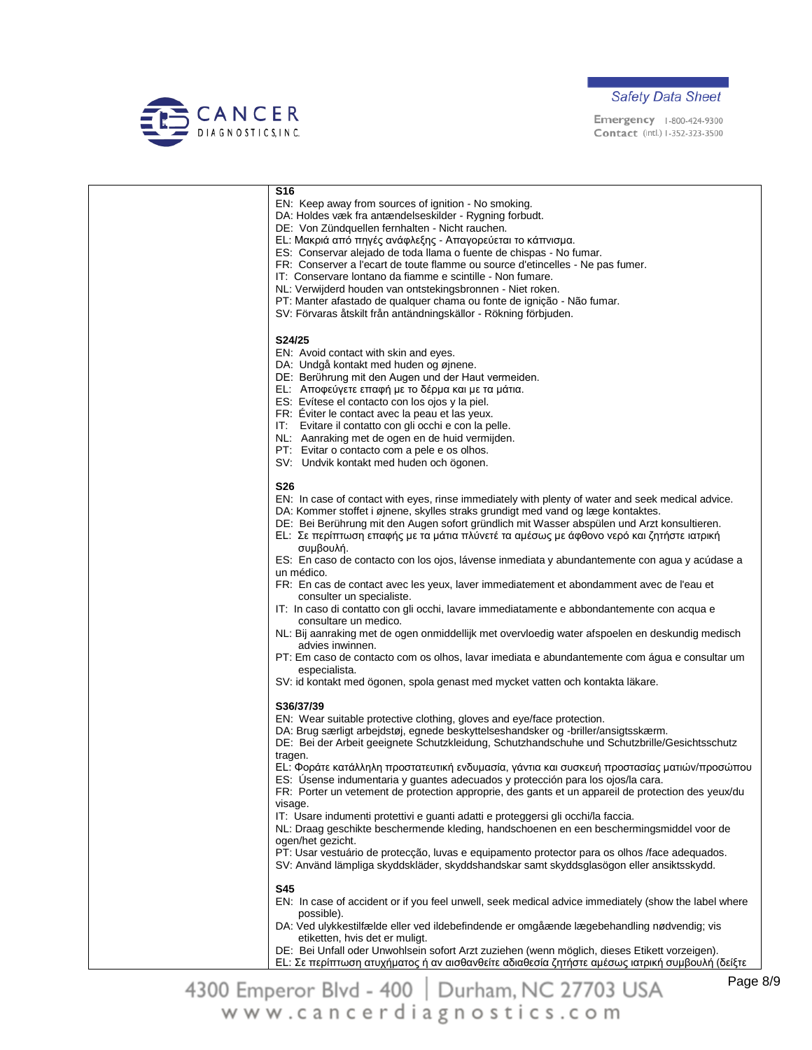**S16**

EN: Keep away from sources of ignition - No smoking.
DA: Holdes væk fra antændelseskilder - Rygning forbudt.
DE: Von Zündquellen fernhalten - Nicht rauchen.
EL: Μακριά από πηγές ανάφλεξης - Απαγορεύεται το κάπνισμα.
ES: Conservar alejado de toda llama o fuente de chispas - No fumar.
FR: Conserver a l'ecart de toute flamme ou source d'etincelles - Ne pas fumer.
IT: Conservare lontano da fiamme e scintille - Non fumare.
NL: Verwijderd houden van ontstekingsbronnen - Niet roken.
PT: Manter afastado de qualquer chama ou fonte de ignição - Não fumar.
SV: Förvaras åtskilt från antändningskällor - Rökning förbjuden.

**S24/25**

EN: Avoid contact with skin and eyes.
DA: Undgå kontakt med huden og øjnene.
DE: Berührung mit den Augen und der Haut vermeiden.
EL: Αποφεύγετε επαφή με το δέρμα και με τα μάτια.
ES: Evítese el contacto con los ojos y la piel.
FR: Éviter le contact avec la peau et las yeux.
IT: Evitare il contatto con gli occhi e con la pelle.
NL: Aanraking met de ogen en de huid vermijden.
PT: Evitar o contacto com a pele e os olhos.
SV: Undvik kontakt med huden och ögonen.

**S26**

EN: In case of contact with eyes, rinse immediately with plenty of water and seek medical advice.
DA: Kommer stoffet i øjnene, skylles straks grundigt med vand og læge kontaktes.
DE: Bei Berührung mit den Augen sofort gründlich mit Wasser abspülen und Arzt konsultieren.
EL: Σε περίπτωση επαφής με τα μάτια πλύνετέ τα αμέσως με άφθονο νερό και ζητήστε ιατρική συμβουλή.
ES: En caso de contacto con los ojos, lávense inmediata y abundantemente con agua y acúdase a un médico.
FR: En cas de contact avec les yeux, laver immediatement et abondamment avec de l'eau et consulter un specialiste.
IT: In caso di contatto con gli occhi, lavare immediatamente e abbondantemente con acqua e consultare un medico.
NL: Bij aanraking met de ogen onmiddellijk met overvloedig water afspoelen en deskundig medisch advies inwinnen.
PT: Em caso de contacto com os olhos, lavar imediata e abundantemente com água e consultar um especialista.
SV: id kontakt med ögonen, spola genast med mycket vatten och kontakta läkare.

**S36/37/39**

EN: Wear suitable protective clothing, gloves and eye/face protection.
DA: Brug særligt arbejdstøj, egnede beskyttelseshandsker og -briller/ansigtsskærm.
DE: Bei der Arbeit geeignete Schutzkleidung, Schutzhandschuhe und Schutzbrille/Gesichtsschutz tragen.
EL: Φοράτε κατάλληλη προστατευτική ενδυμασία, γάντια και συσκευή προστασίας ματιών/προσώπου
ES: Úsense indumentaria y guantes adecuados y protección para los ojos/la cara.
FR: Porter un vetement de protection approprie, des gants et un appareil de protection des yeux/du visage.
IT: Usare indumenti protettivi e guanti adatti e proteggersi gli occhi/la faccia.
NL: Draag geschikte beschermende kleding, handschoenen en een beschermingsmiddel voor de ogen/het gezicht.
PT: Usar vestuário de protecção, luvas e equipamento protector para os olhos /face adequados.
SV: Använd lämpliga skyddskläder, skyddshandskar samt skyddsglasögon eller ansiktsskydd.

**S45**

EN: In case of accident or if you feel unwell, seek medical advice immediately (show the label where possible).
DA: Ved ulykkestilfælde eller ved ildebefindende er omgående lægebehandling nødvendig; vis etiketten, hvis det er muligt.
DE: Bei Unfall oder Unwohlsein sofort Arzt zuziehen (wenn möglich, dieses Etikett vorzeigen).
EL: Σε περίπτωση ατυχήματος ή αν αισθανθείτε αδιαθεσία ζητήστε αμέσως ιατρική συμβουλή (δείξτε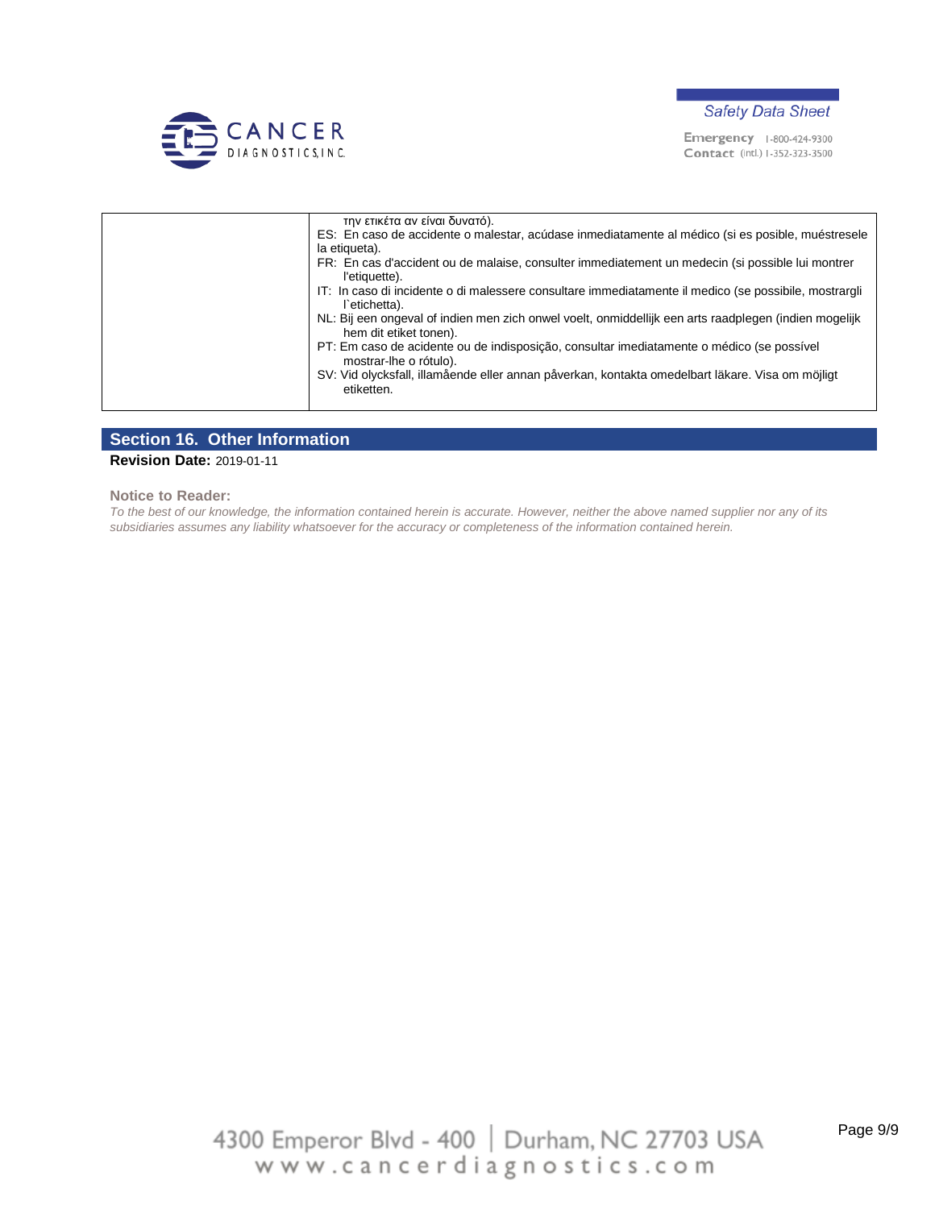| | την ετικέτα αν είναι δυνατό).<br>ES: En caso de accidente o malestar, acúdase inmediatamente al médico (si es posible, muéstresele la etiqueta).<br>FR: En cas d'accident ou de malaise, consulter immediatement un medecin (si possible lui montrer l'etiquette).<br>IT: In caso di incidente o di malessere consultare immediatamente il medico (se possibile, mostrargli l`etichetta).<br>NL: Bij een ongeval of indien men zich onwel voelt, onmiddellijk een arts raadplegen (indien mogelijk hem dit etiket tonen).<br>PT: Em caso de acidente ou de indisposição, consultar imediatamente o médico (se possível mostrar-lhe o rótulo).<br>SV: Vid olycksfall, illamående eller annan påverkan, kontakta omedelbart läkare. Visa om möjligt etiketten. |
|---|---|

## Section 16. Other Information

**Revision Date:** 2019-01-11

**Notice to Reader:**

*To the best of our knowledge, the information contained herein is accurate. However, neither the above named supplier nor any of its subsidiaries assumes any liability whatsoever for the accuracy or completeness of the information contained herein.*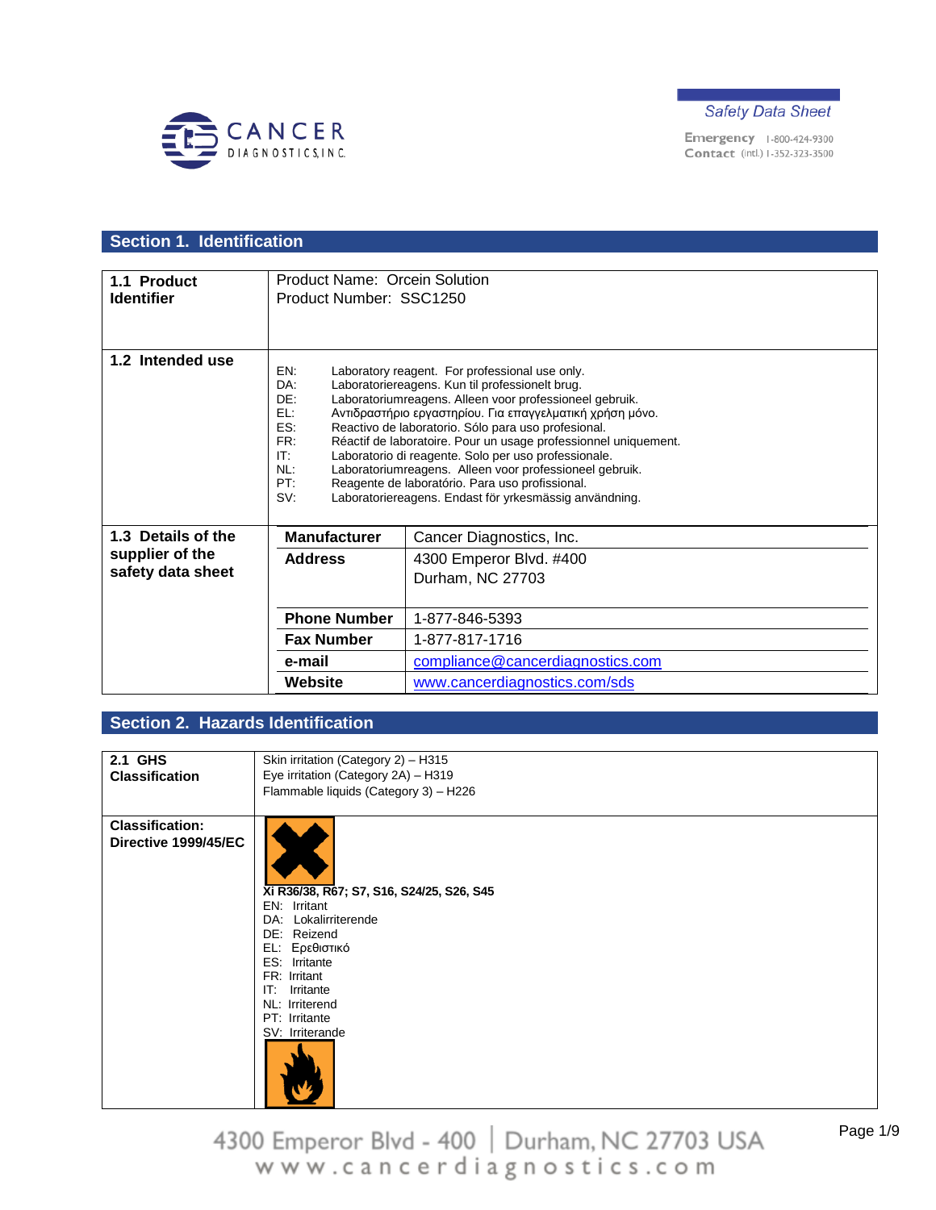Safety Data Sheet

Emergency Contact 1-800-424-9300 (intl.) 1-352-323-3500

## Section 1. Identification

| | |
|---|---|
| **1.1 Product Identifier** | Product Name: Orcein Solution<br>Product Number: SSC1250 |
| **1.2 Intended use** | EN: Laboratory reagent. For professional use only.<br>DA: Laboratoriereagens. Kun til professionelt brug.<br>DE: Laboratoriumreagens. Alleen voor professioneel gebruik.<br>EL: Αντιδραστήριο εργαστηρίου. Για επαγγελματική χρήση μόνο.<br>ES: Reactivo de laboratorio. Sólo para uso profesional.<br>FR: Réactif de laboratoire. Pour un usage professionnel uniquement.<br>IT: Laboratorio di reagente. Solo per uso professionale.<br>NL: Laboratoriumreagens. Alleen voor professioneel gebruik.<br>PT: Reagente de laboratório. Para uso profissional.<br>SV: Laboratoriereagens. Endast för yrkesmässig användning. |
| **1.3 Details of the supplier of the safety data sheet** | **Manufacturer**: Cancer Diagnostics, Inc.<br>**Address**: 4300 Emperor Blvd. #400, Durham, NC 27703<br>**Phone Number**: 1-877-846-5393<br>**Fax Number**: 1-877-817-1716<br>**e-mail**: compliance@cancerdiagnostics.com<br>**Website**: www.cancerdiagnostics.com/sds |

## Section 2. Hazards Identification

| | |
|---|---|
| **2.1 GHS Classification** | Skin irritation (Category 2) – H315<br>Eye irritation (Category 2A) – H319<br>Flammable liquids (Category 3) – H226 |
| **Classification: Directive 1999/45/EC** | **Xi R36/38, R67; S7, S16, S24/25, S26, S45**<br>EN: Irritant<br>DA: Lokalirriterende<br>DE: Reizend<br>EL: Ερεθιστικό<br>ES: Irritante<br>FR: Irritant<br>IT: Irritante<br>NL: Irriterend<br>PT: Irritante<br>SV: Irriterande |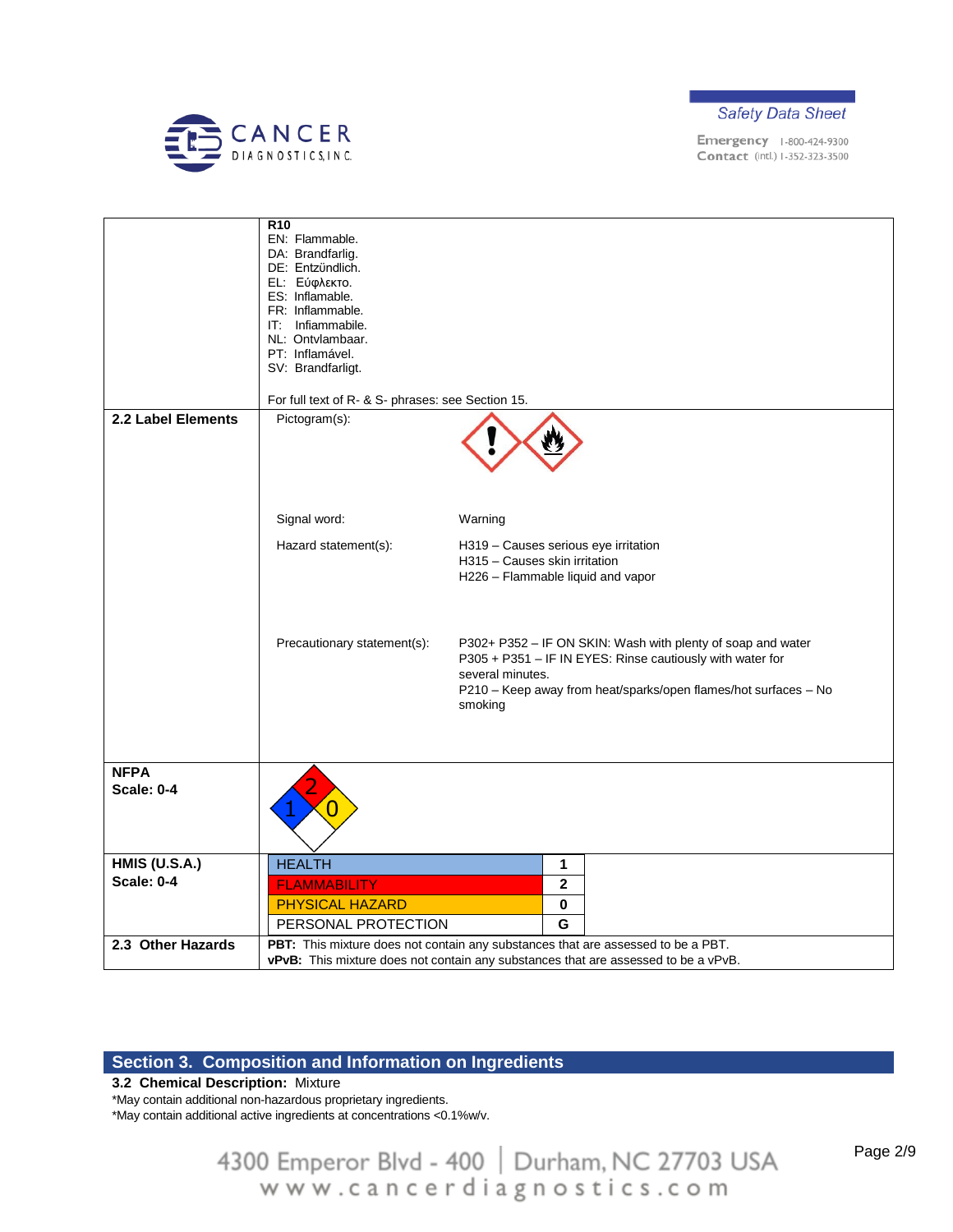| | |
|---|---|
| | **R10**<br>EN: Flammable.<br>DA: Brandfarlig.<br>DE: Entzündlich.<br>EL: Εύφλεκτο.<br>ES: Inflamable.<br>FR: Inflammable.<br>IT: Infiammabile.<br>NL: Ontvlambaar.<br>PT: Inflamável.<br>SV: Brandfarligt.<br><br>For full text of R- & S- phrases: see Section 15. |
| **2.2 Label Elements** | Pictogram(s):<br><br>Signal word: Warning<br><br>Hazard statement(s): H319 – Causes serious eye irritation<br>H315 – Causes skin irritation<br>H226 – Flammable liquid and vapor<br><br>Precautionary statement(s): P302+ P352 – IF ON SKIN: Wash with plenty of soap and water<br>P305 + P351 – IF IN EYES: Rinse cautiously with water for several minutes.<br>P210 – Keep away from heat/sparks/open flames/hot surfaces – No smoking |
| **NFPA**<br>**Scale: 0-4** | 2 / 1 / 0 |
| **HMIS (U.S.A.)**<br>**Scale: 0-4** | HEALTH: **1**<br>FLAMMABILITY: **2**<br>PHYSICAL HAZARD: **0**<br>PERSONAL PROTECTION: **G** |
| **2.3 Other Hazards** | **PBT:** This mixture does not contain any substances that are assessed to be a PBT.<br>**vPvB:** This mixture does not contain any substances that are assessed to be a vPvB. |

## Section 3. Composition and Information on Ingredients

**3.2 Chemical Description:** Mixture

*May contain additional non-hazardous proprietary ingredients.

*May contain additional active ingredients at concentrations <0.1%w/v.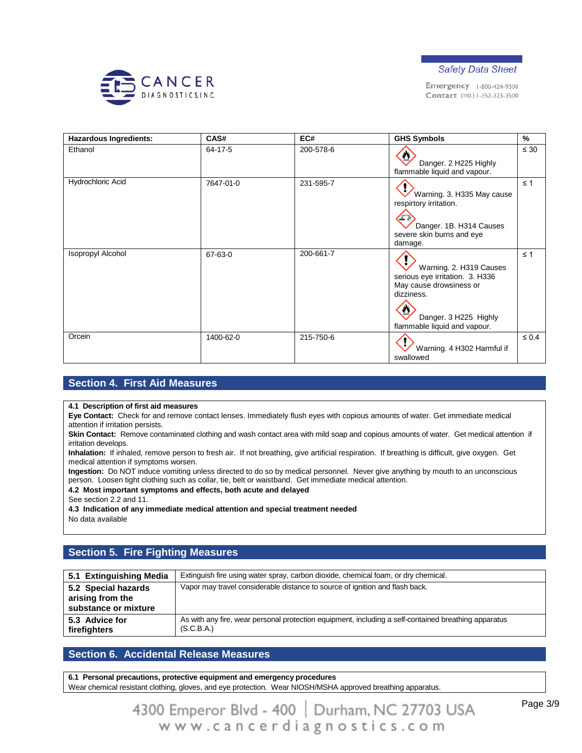| Hazardous Ingredients: | CAS# | EC# | GHS Symbols | % |
|---|---|---|---|---|
| Ethanol | 64-17-5 | 200-578-6 | Danger. 2 H225 Highly flammable liquid and vapour. | ≤ 30 |
| Hydrochloric Acid | 7647-01-0 | 231-595-7 | Warning. 3. H335 May cause respirtory irritation. Danger. 1B. H314 Causes severe skin burns and eye damage. | ≤ 1 |
| Isopropyl Alcohol | 67-63-0 | 200-661-7 | Warning. 2. H319 Causes serious eye irritation. 3. H336 May cause drowsiness or dizziness. Danger. 3 H225 Highly flammable liquid and vapour. | ≤ 1 |
| Orcein | 1400-62-0 | 215-750-6 | Warning. 4 H302 Harmful if swallowed | ≤ 0.4 |

## Section 4. First Aid Measures

**4.1 Description of first aid measures**

**Eye Contact:** Check for and remove contact lenses. Immediately flush eyes with copious amounts of water. Get immediate medical attention if irritation persists.

**Skin Contact:** Remove contaminated clothing and wash contact area with mild soap and copious amounts of water. Get medical attention if irritation develops.

**Inhalation:** If inhaled, remove person to fresh air. If not breathing, give artificial respiration. If breathing is difficult, give oxygen. Get medical attention if symptoms worsen.

**Ingestion:** Do NOT induce vomiting unless directed to do so by medical personnel. Never give anything by mouth to an unconscious person. Loosen tight clothing such as collar, tie, belt or waistband. Get immediate medical attention.

**4.2 Most important symptoms and effects, both acute and delayed**

See section 2.2 and 11.

**4.3 Indication of any immediate medical attention and special treatment needed**

No data available

## Section 5. Fire Fighting Measures

| | |
|---|---|
| **5.1 Extinguishing Media** | Extinguish fire using water spray, carbon dioxide, chemical foam, or dry chemical. |
| **5.2 Special hazards arising from the substance or mixture** | Vapor may travel considerable distance to source of ignition and flash back. |
| **5.3 Advice for firefighters** | As with any fire, wear personal protection equipment, including a self-contained breathing apparatus (S.C.B.A.) |

## Section 6. Accidental Release Measures

**6.1 Personal precautions, protective equipment and emergency procedures**

Wear chemical resistant clothing, gloves, and eye protection. Wear NIOSH/MSHA approved breathing apparatus.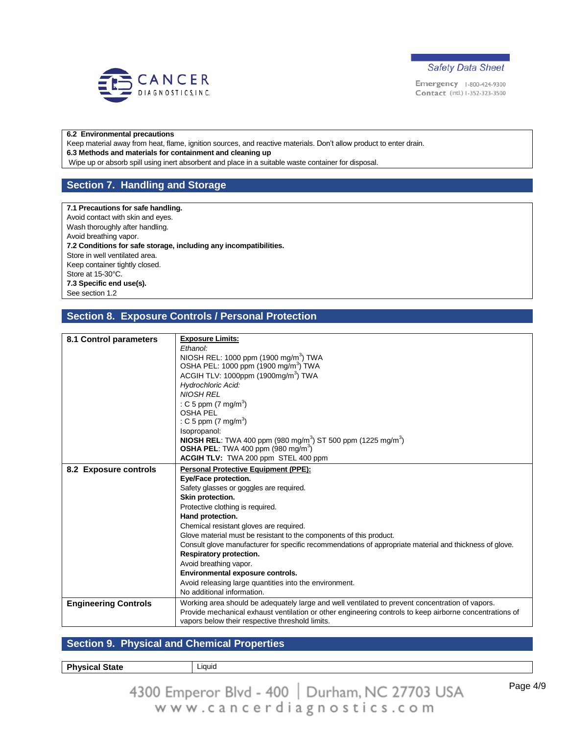**6.2 Environmental precautions**

Keep material away from heat, flame, ignition sources, and reactive materials. Don't allow product to enter drain.

**6.3 Methods and materials for containment and cleaning up**

Wipe up or absorb spill using inert absorbent and place in a suitable waste container for disposal.

## Section 7. Handling and Storage

**7.1 Precautions for safe handling.**

Avoid contact with skin and eyes.
Wash thoroughly after handling.
Avoid breathing vapor.

**7.2 Conditions for safe storage, including any incompatibilities.**

Store in well ventilated area.
Keep container tightly closed.
Store at 15-30°C.

**7.3 Specific end use(s).**

See section 1.2

## Section 8. Exposure Controls / Personal Protection

| | |
|---|---|
| **8.1 Control parameters** | **Exposure Limits:**<br>*Ethanol:*<br>NIOSH REL: 1000 ppm (1900 mg/$m^3$) TWA<br>OSHA PEL: 1000 ppm (1900 mg/$m^3$) TWA<br>ACGIH TLV: 1000ppm (1900mg/$m^3$) TWA<br>*Hydrochloric Acid:*<br>*NIOSH REL*<br>: C 5 ppm (7 mg/$m^3$)<br>OSHA PEL<br>: C 5 ppm (7 mg/$m^3$)<br>Isopropanol:<br>**NIOSH REL**: TWA 400 ppm (980 mg/$m^3$) ST 500 ppm (1225 mg/$m^3$)<br>**OSHA PEL**: TWA 400 ppm (980 mg/$m^3$)<br>**ACGIH TLV:** TWA 200 ppm STEL 400 ppm |
| **8.2 Exposure controls** | **Personal Protective Equipment (PPE):**<br>**Eye/Face protection.**<br>Safety glasses or goggles are required.<br>**Skin protection.**<br>Protective clothing is required.<br>**Hand protection.**<br>Chemical resistant gloves are required.<br>Glove material must be resistant to the components of this product.<br>Consult glove manufacturer for specific recommendations of appropriate material and thickness of glove.<br>**Respiratory protection.**<br>Avoid breathing vapor.<br>**Environmental exposure controls.**<br>Avoid releasing large quantities into the environment.<br>No additional information. |
| **Engineering Controls** | Working area should be adequately large and well ventilated to prevent concentration of vapors. Provide mechanical exhaust ventilation or other engineering controls to keep airborne concentrations of vapors below their respective threshold limits. |

## Section 9. Physical and Chemical Properties

| | |
|---|---|
| **Physical State** | Liquid |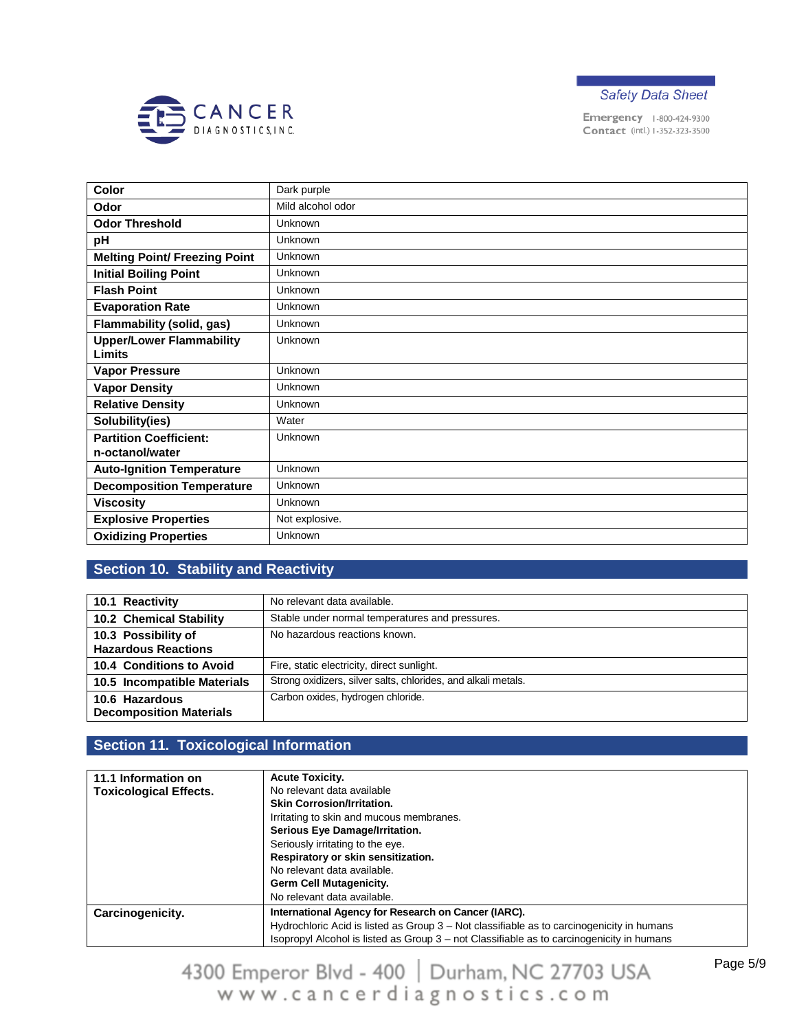| | |
|---|---|
| **Color** | Dark purple |
| **Odor** | Mild alcohol odor |
| **Odor Threshold** | Unknown |
| **pH** | Unknown |
| **Melting Point/ Freezing Point** | Unknown |
| **Initial Boiling Point** | Unknown |
| **Flash Point** | Unknown |
| **Evaporation Rate** | Unknown |
| **Flammability (solid, gas)** | Unknown |
| **Upper/Lower Flammability Limits** | Unknown |
| **Vapor Pressure** | Unknown |
| **Vapor Density** | Unknown |
| **Relative Density** | Unknown |
| **Solubility(ies)** | Water |
| **Partition Coefficient: n-octanol/water** | Unknown |
| **Auto-Ignition Temperature** | Unknown |
| **Decomposition Temperature** | Unknown |
| **Viscosity** | Unknown |
| **Explosive Properties** | Not explosive. |
| **Oxidizing Properties** | Unknown |

## Section 10. Stability and Reactivity

| | |
|---|---|
| **10.1 Reactivity** | No relevant data available. |
| **10.2 Chemical Stability** | Stable under normal temperatures and pressures. |
| **10.3 Possibility of Hazardous Reactions** | No hazardous reactions known. |
| **10.4 Conditions to Avoid** | Fire, static electricity, direct sunlight. |
| **10.5 Incompatible Materials** | Strong oxidizers, silver salts, chlorides, and alkali metals. |
| **10.6 Hazardous Decomposition Materials** | Carbon oxides, hydrogen chloride. |

## Section 11. Toxicological Information

| | |
|---|---|
| **11.1 Information on Toxicological Effects.** | **Acute Toxicity.**<br>No relevant data available<br>**Skin Corrosion/Irritation.**<br>Irritating to skin and mucous membranes.<br>**Serious Eye Damage/Irritation.**<br>Seriously irritating to the eye.<br>**Respiratory or skin sensitization.**<br>No relevant data available.<br>**Germ Cell Mutagenicity.**<br>No relevant data available. |
| **Carcinogenicity.** | **International Agency for Research on Cancer (IARC).**<br>Hydrochloric Acid is listed as Group 3 – Not classifiable as to carcinogenicity in humans<br>Isopropyl Alcohol is listed as Group 3 – not Classifiable as to carcinogenicity in humans |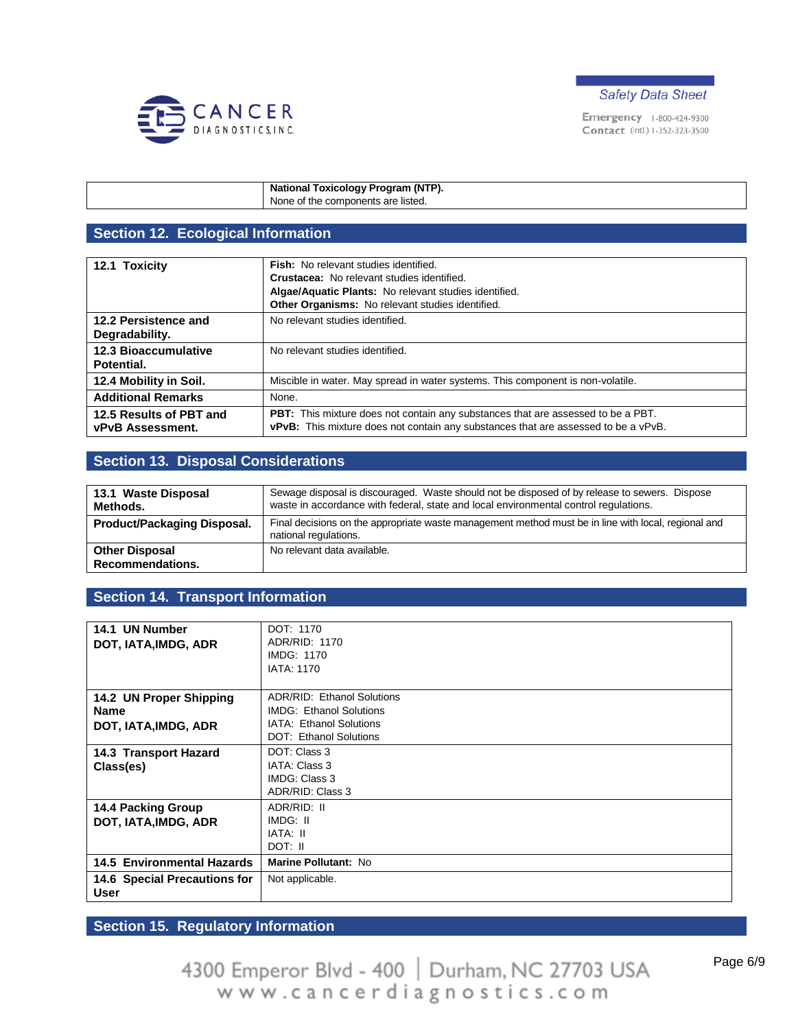| | **National Toxicology Program (NTP).** None of the components are listed. |
|---|---|

## Section 12. Ecological Information

| | |
|---|---|
| **12.1 Toxicity** | **Fish:** No relevant studies identified.<br>**Crustacea:** No relevant studies identified.<br>**Algae/Aquatic Plants:** No relevant studies identified.<br>**Other Organisms:** No relevant studies identified. |
| **12.2 Persistence and Degradability.** | No relevant studies identified. |
| **12.3 Bioaccumulative Potential.** | No relevant studies identified. |
| **12.4 Mobility in Soil.** | Miscible in water. May spread in water systems. This component is non-volatile. |
| **Additional Remarks** | None. |
| **12.5 Results of PBT and vPvB Assessment.** | **PBT:** This mixture does not contain any substances that are assessed to be a PBT.<br>**vPvB:** This mixture does not contain any substances that are assessed to be a vPvB. |

## Section 13. Disposal Considerations

| | |
|---|---|
| **13.1 Waste Disposal Methods.** | Sewage disposal is discouraged. Waste should not be disposed of by release to sewers. Dispose waste in accordance with federal, state and local environmental control regulations. |
| **Product/Packaging Disposal.** | Final decisions on the appropriate waste management method must be in line with local, regional and national regulations. |
| **Other Disposal Recommendations.** | No relevant data available. |

## Section 14. Transport Information

| | |
|---|---|
| **14.1 UN Number DOT, IATA,IMDG, ADR** | DOT: 1170<br>ADR/RID: 1170<br>IMDG: 1170<br>IATA: 1170 |
| **14.2 UN Proper Shipping Name DOT, IATA,IMDG, ADR** | ADR/RID: Ethanol Solutions<br>IMDG: Ethanol Solutions<br>IATA: Ethanol Solutions<br>DOT: Ethanol Solutions |
| **14.3 Transport Hazard Class(es)** | DOT: Class 3<br>IATA: Class 3<br>IMDG: Class 3<br>ADR/RID: Class 3 |
| **14.4 Packing Group DOT, IATA,IMDG, ADR** | ADR/RID: II<br>IMDG: II<br>IATA: II<br>DOT: II |
| **14.5 Environmental Hazards** | **Marine Pollutant:** No |
| **14.6 Special Precautions for User** | Not applicable. |

## Section 15. Regulatory Information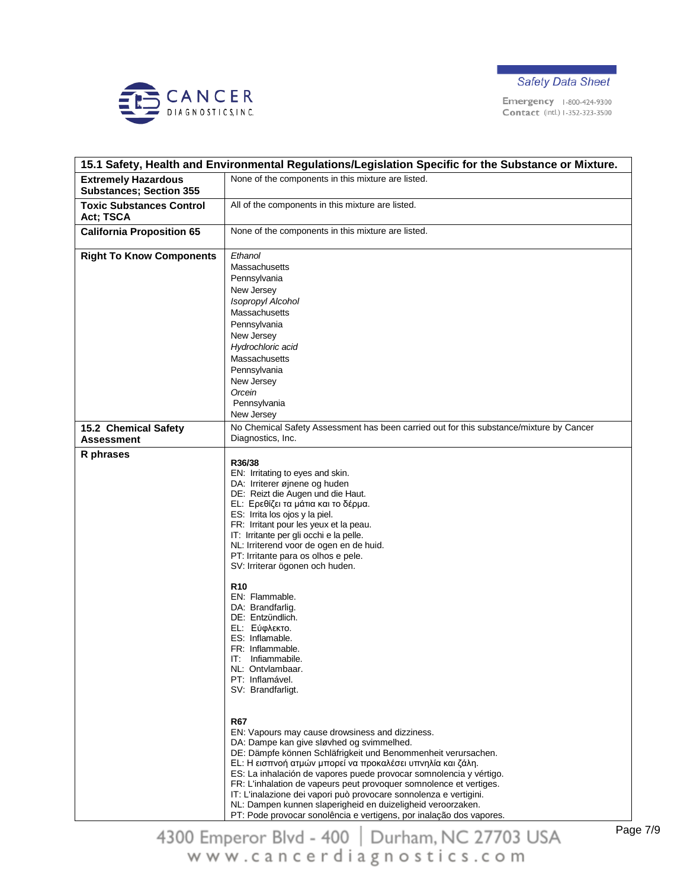| 15.1 Safety, Health and Environmental Regulations/Legislation Specific for the Substance or Mixture. | |
|---|---|
| **Extremely Hazardous Substances; Section 355** | None of the components in this mixture are listed. |
| **Toxic Substances Control Act; TSCA** | All of the components in this mixture are listed. |
| **California Proposition 65** | None of the components in this mixture are listed. |
| **Right To Know Components** | *Ethanol*<br>Massachusetts<br>Pennsylvania<br>New Jersey<br>*Isopropyl Alcohol*<br>Massachusetts<br>Pennsylvania<br>New Jersey<br>*Hydrochloric acid*<br>Massachusetts<br>Pennsylvania<br>New Jersey<br>*Orcein*<br>Pennsylvania<br>New Jersey |
| **15.2 Chemical Safety Assessment** | No Chemical Safety Assessment has been carried out for this substance/mixture by Cancer Diagnostics, Inc. |
| **R phrases** | **R36/38**<br>EN: Irritating to eyes and skin.<br>DA: Irriterer øjnene og huden<br>DE: Reizt die Augen und die Haut.<br>EL: Ερεθίζει τα μάτια και το δέρμα.<br>ES: Irrita los ojos y la piel.<br>FR: Irritant pour les yeux et la peau.<br>IT: Irritante per gli occhi e la pelle.<br>NL: Irriterend voor de ogen en de huid.<br>PT: Irritante para os olhos e pele.<br>SV: Irriterar ögonen och huden.<br><br>**R10**<br>EN: Flammable.<br>DA: Brandfarlig.<br>DE: Entzündlich.<br>EL: Εύφλεκτο.<br>ES: Inflamable.<br>FR: Inflammable.<br>IT: Infiammabile.<br>NL: Ontvlambaar.<br>PT: Inflamável.<br>SV: Brandfarligt.<br><br>**R67**<br>EN: Vapours may cause drowsiness and dizziness.<br>DA: Dampe kan give sløvhed og svimmelhed.<br>DE: Dämpfe können Schläfrigkeit und Benommenheit verursachen.<br>EL: Η εισπνοή ατμών μπορεί να προκαλέσει υπνηλία και ζάλη.<br>ES: La inhalación de vapores puede provocar somnolencia y vértigo.<br>FR: L'inhalation de vapeurs peut provoquer somnolence et vertiges.<br>IT: L'inalazione dei vapori può provocare sonnolenza e vertigini.<br>NL: Dampen kunnen slaperigheid en duizeligheid veroorzaken.<br>PT: Pode provocar sonolência e vertigens, por inalação dos vapores. |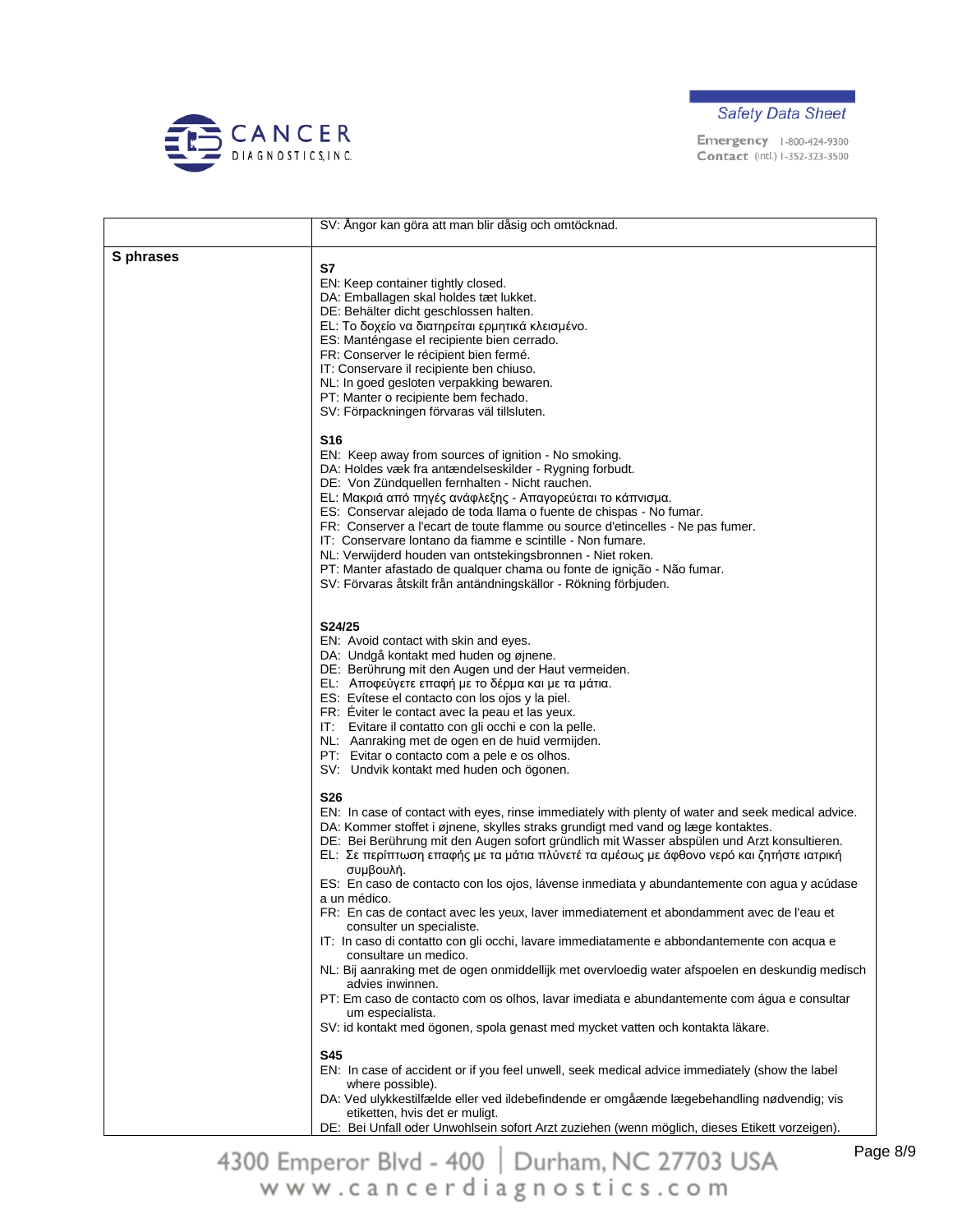| | |
|---|---|
| | SV: Ångor kan göra att man blir dåsig och omtöcknad. |
| **S phrases** | **S7**<br>EN: Keep container tightly closed.<br>DA: Emballagen skal holdes tæt lukket.<br>DE: Behälter dicht geschlossen halten.<br>EL: Το δοχείο να διατηρείται ερμητικά κλεισμένο.<br>ES: Manténgase el recipiente bien cerrado.<br>FR: Conserver le récipient bien fermé.<br>IT: Conservare il recipiente ben chiuso.<br>NL: In goed gesloten verpakking bewaren.<br>PT: Manter o recipiente bem fechado.<br>SV: Förpackningen förvaras väl tillsluten.<br><br>**S16**<br>EN: Keep away from sources of ignition - No smoking.<br>DA: Holdes væk fra antændelseskilder - Rygning forbudt.<br>DE: Von Zündquellen fernhalten - Nicht rauchen.<br>EL: Μακριά από πηγές ανάφλεξης - Απαγορεύεται το κάπνισμα.<br>ES: Conservar alejado de toda llama o fuente de chispas - No fumar.<br>FR: Conserver a l'ecart de toute flamme ou source d'etincelles - Ne pas fumer.<br>IT: Conservare lontano da fiamme e scintille - Non fumare.<br>NL: Verwijderd houden van ontstekingsbronnen - Niet roken.<br>PT: Manter afastado de qualquer chama ou fonte de ignição - Não fumar.<br>SV: Förvaras åtskilt från antändningskällor - Rökning förbjuden.<br><br>**S24/25**<br>EN: Avoid contact with skin and eyes.<br>DA: Undgå kontakt med huden og øjnene.<br>DE: Berührung mit den Augen und der Haut vermeiden.<br>EL: Αποφεύγετε επαφή με το δέρμα και με τα μάτια.<br>ES: Evítese el contacto con los ojos y la piel.<br>FR: Éviter le contact avec la peau et las yeux.<br>IT: Evitare il contatto con gli occhi e con la pelle.<br>NL: Aanraking met de ogen en de huid vermijden.<br>PT: Evitar o contacto com a pele e os olhos.<br>SV: Undvik kontakt med huden och ögonen.<br><br>**S26**<br>EN: In case of contact with eyes, rinse immediately with plenty of water and seek medical advice.<br>DA: Kommer stoffet i øjnene, skylles straks grundigt med vand og læge kontaktes.<br>DE: Bei Berührung mit den Augen sofort gründlich mit Wasser abspülen und Arzt konsultieren.<br>EL: Σε περίπτωση επαφής με τα μάτια πλύνετέ τα αμέσως με άφθονο νερό και ζητήστε ιατρική συμβουλή.<br>ES: En caso de contacto con los ojos, lávense inmediata y abundantemente con agua y acúdase a un médico.<br>FR: En cas de contact avec les yeux, laver immediatement et abondamment avec de l'eau et consulter un specialiste.<br>IT: In caso di contatto con gli occhi, lavare immediatamente e abbondantemente con acqua e consultare un medico.<br>NL: Bij aanraking met de ogen onmiddellijk met overvloedig water afspoelen en deskundig medisch advies inwinnen.<br>PT: Em caso de contacto com os olhos, lavar imediata e abundantemente com água e consultar um especialista.<br>SV: id kontakt med ögonen, spola genast med mycket vatten och kontakta läkare.<br><br>**S45**<br>EN: In case of accident or if you feel unwell, seek medical advice immediately (show the label where possible).<br>DA: Ved ulykkestilfælde eller ved ildebefindende er omgående lægebehandling nødvendig; vis etiketten, hvis det er muligt.<br>DE: Bei Unfall oder Unwohlsein sofort Arzt zuziehen (wenn möglich, dieses Etikett vorzeigen). |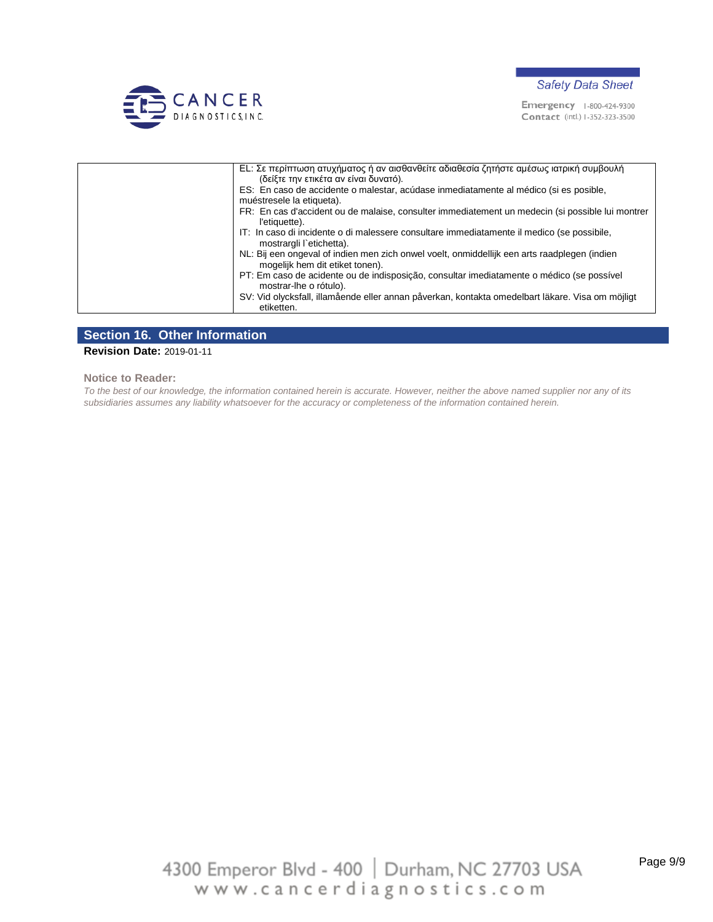| | EL: Σε περίπτωση ατυχήματος ή αν αισθανθείτε αδιαθεσία ζητήστε αμέσως ιατρική συμβουλή (δείξτε την ετικέτα αν είναι δυνατό).<br>ES: En caso de accidente o malestar, acúdase inmediatamente al médico (si es posible, muéstresele la etiqueta).<br>FR: En cas d'accident ou de malaise, consulter immediatement un medecin (si possible lui montrer l'etiquette).<br>IT: In caso di incidente o di malessere consultare immediatamente il medico (se possibile, mostrargli l`etichetta).<br>NL: Bij een ongeval of indien men zich onwel voelt, onmiddellijk een arts raadplegen (indien mogelijk hem dit etiket tonen).<br>PT: Em caso de acidente ou de indisposição, consultar imediatamente o médico (se possível mostrar-lhe o rótulo).<br>SV: Vid olycksfall, illamående eller annan påverkan, kontakta omedelbart läkare. Visa om möjligt etiketten. |
|---|---|

## Section 16. Other Information

**Revision Date:** 2019-01-11

**Notice to Reader:**

*To the best of our knowledge, the information contained herein is accurate. However, neither the above named supplier nor any of its subsidiaries assumes any liability whatsoever for the accuracy or completeness of the information contained herein.*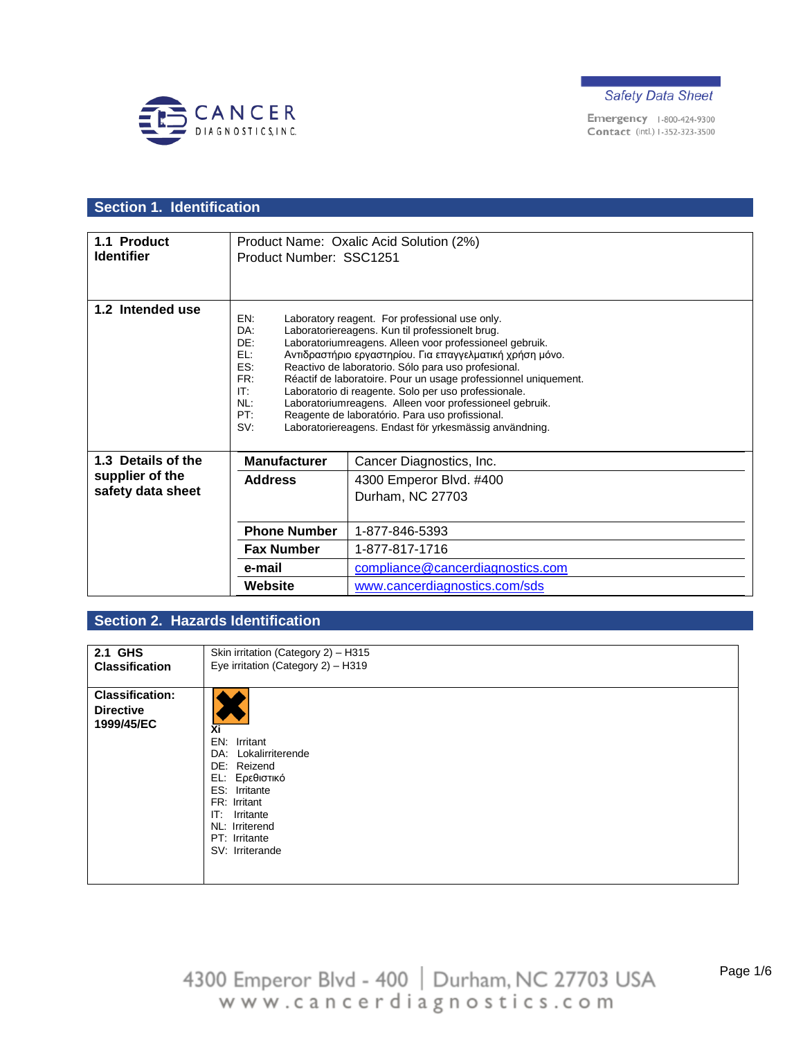Safety Data Sheet

Emergency Contact 1-800-424-9300 (intl.) 1-352-323-3500

## Section 1. Identification

| | |
|---|---|
| **1.1 Product Identifier** | Product Name: Oxalic Acid Solution (2%)<br>Product Number: SSC1251 |
| **1.2 Intended use** | EN: Laboratory reagent. For professional use only.<br>DA: Laboratoriereagens. Kun til professionelt brug.<br>DE: Laboratoriumreagens. Alleen voor professioneel gebruik.<br>EL: Αντιδραστήριο εργαστηρίου. Για επαγγελματική χρήση μόνο.<br>ES: Reactivo de laboratorio. Sólo para uso profesional.<br>FR: Réactif de laboratoire. Pour un usage professionnel uniquement.<br>IT: Laboratorio di reagente. Solo per uso professionale.<br>NL: Laboratoriumreagens. Alleen voor professioneel gebruik.<br>PT: Reagente de laboratório. Para uso profissional.<br>SV: Laboratoriereagens. Endast för yrkesmässig användning. |
| **1.3 Details of the supplier of the safety data sheet** | **Manufacturer**: Cancer Diagnostics, Inc.<br>**Address**: 4300 Emperor Blvd. #400, Durham, NC 27703<br>**Phone Number**: 1-877-846-5393<br>**Fax Number**: 1-877-817-1716<br>**e-mail**: compliance@cancerdiagnostics.com<br>**Website**: www.cancerdiagnostics.com/sds |

## Section 2. Hazards Identification

| | |
|---|---|
| **2.1 GHS Classification** | Skin irritation (Category 2) – H315<br>Eye irritation (Category 2) – H319 |
| **Classification: Directive 1999/45/EC** | Xi<br>EN: Irritant<br>DA: Lokalirriterende<br>DE: Reizend<br>EL: Ερεθιστικό<br>ES: Irritante<br>FR: Irritant<br>IT: Irritante<br>NL: Irriterend<br>PT: Irritante<br>SV: Irriterande |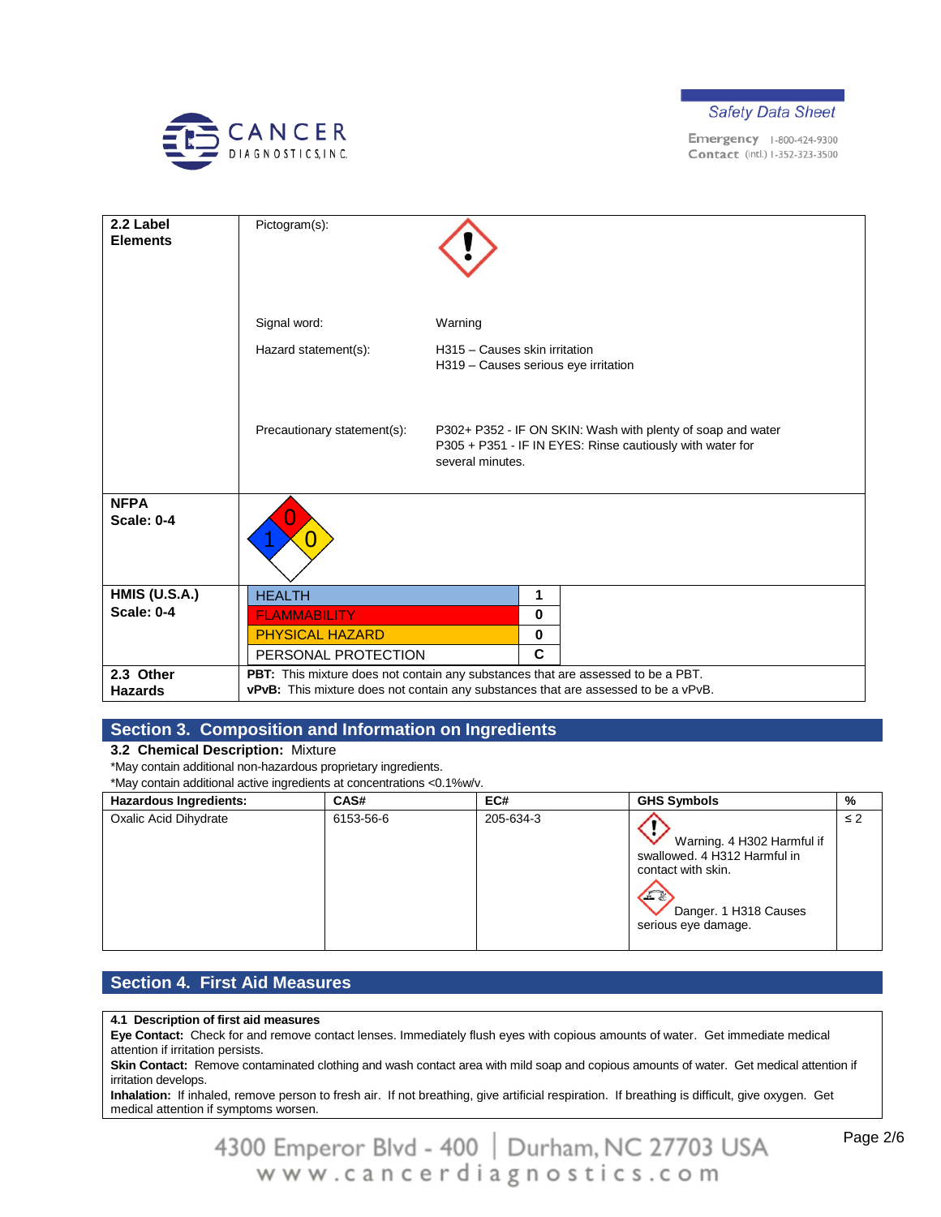| | | |
|---|---|---|
| **2.2 Label Elements** | Pictogram(s): | |
| | Signal word: | Warning |
| | Hazard statement(s): | H315 – Causes skin irritation<br>H319 – Causes serious eye irritation |
| | Precautionary statement(s): | P302+ P352 - IF ON SKIN: Wash with plenty of soap and water<br>P305 + P351 - IF IN EYES: Rinse cautiously with water for several minutes. |
| **NFPA Scale: 0-4** | 0 / 1 / 0 | |
| **HMIS (U.S.A.) Scale: 0-4** | HEALTH | 1 |
| | FLAMMABILITY | 0 |
| | PHYSICAL HAZARD | 0 |
| | PERSONAL PROTECTION | C |
| **2.3 Other Hazards** | **PBT:** This mixture does not contain any substances that are assessed to be a PBT.<br>**vPvB:** This mixture does not contain any substances that are assessed to be a vPvB. | |

## Section 3. Composition and Information on Ingredients

**3.2 Chemical Description:** Mixture

*May contain additional non-hazardous proprietary ingredients.
*May contain additional active ingredients at concentrations <0.1%w/v.

| Hazardous Ingredients: | CAS# | EC# | GHS Symbols | % |
|---|---|---|---|---|
| Oxalic Acid Dihydrate | 6153-56-6 | 205-634-3 | Warning. 4 H302 Harmful if swallowed. 4 H312 Harmful in contact with skin.<br>Danger. 1 H318 Causes serious eye damage. | ≤ 2 |

## Section 4. First Aid Measures

**4.1 Description of first aid measures**

**Eye Contact:** Check for and remove contact lenses. Immediately flush eyes with copious amounts of water. Get immediate medical attention if irritation persists.

**Skin Contact:** Remove contaminated clothing and wash contact area with mild soap and copious amounts of water. Get medical attention if irritation develops.

**Inhalation:** If inhaled, remove person to fresh air. If not breathing, give artificial respiration. If breathing is difficult, give oxygen. Get medical attention if symptoms worsen.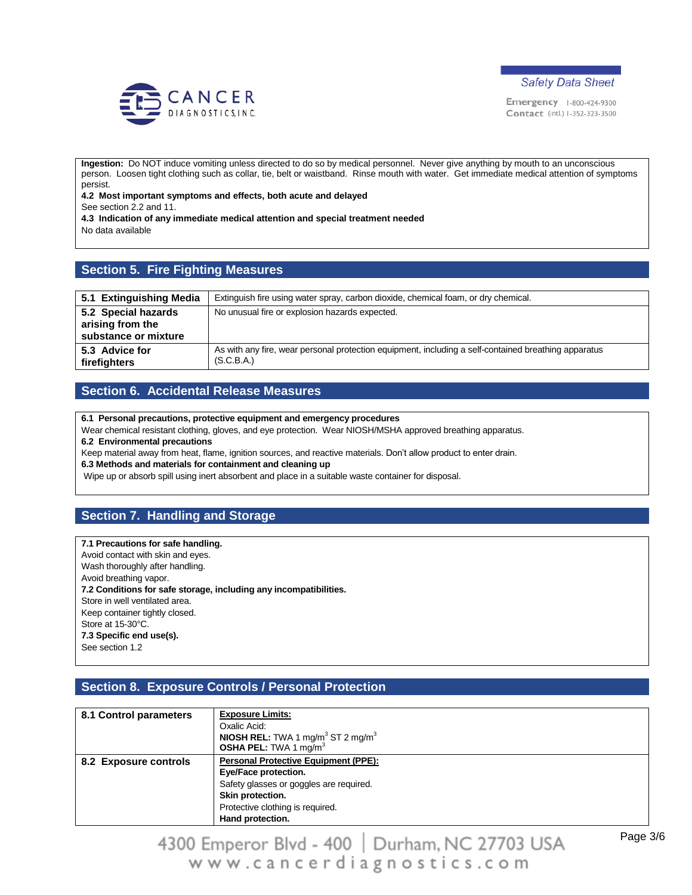**Ingestion:** Do NOT induce vomiting unless directed to do so by medical personnel. Never give anything by mouth to an unconscious person. Loosen tight clothing such as collar, tie, belt or waistband. Rinse mouth with water. Get immediate medical attention of symptoms persist.

**4.2 Most important symptoms and effects, both acute and delayed**

See section 2.2 and 11.

**4.3 Indication of any immediate medical attention and special treatment needed**

No data available

## Section 5. Fire Fighting Measures

| | |
|---|---|
| **5.1 Extinguishing Media** | Extinguish fire using water spray, carbon dioxide, chemical foam, or dry chemical. |
| **5.2 Special hazards arising from the substance or mixture** | No unusual fire or explosion hazards expected. |
| **5.3 Advice for firefighters** | As with any fire, wear personal protection equipment, including a self-contained breathing apparatus (S.C.B.A.) |

## Section 6. Accidental Release Measures

**6.1 Personal precautions, protective equipment and emergency procedures**

Wear chemical resistant clothing, gloves, and eye protection. Wear NIOSH/MSHA approved breathing apparatus.

**6.2 Environmental precautions**

Keep material away from heat, flame, ignition sources, and reactive materials. Don't allow product to enter drain.

**6.3 Methods and materials for containment and cleaning up**

Wipe up or absorb spill using inert absorbent and place in a suitable waste container for disposal.

## Section 7. Handling and Storage

**7.1 Precautions for safe handling.**

Avoid contact with skin and eyes.
Wash thoroughly after handling.
Avoid breathing vapor.

**7.2 Conditions for safe storage, including any incompatibilities.**

Store in well ventilated area.
Keep container tightly closed.
Store at 15-30°C.

**7.3 Specific end use(s).**

See section 1.2

## Section 8. Exposure Controls / Personal Protection

| | |
|---|---|
| **8.1 Control parameters** | <u>**Exposure Limits:**</u><br>Oxalic Acid:<br>**NIOSH REL:** TWA 1 mg/$m^3$ ST 2 mg/$m^3$<br>**OSHA PEL:** TWA 1 mg/$m^3$ |
| **8.2 Exposure controls** | <u>**Personal Protective Equipment (PPE):**</u><br>**Eye/Face protection.**<br>Safety glasses or goggles are required.<br>**Skin protection.**<br>Protective clothing is required.<br>**Hand protection.** |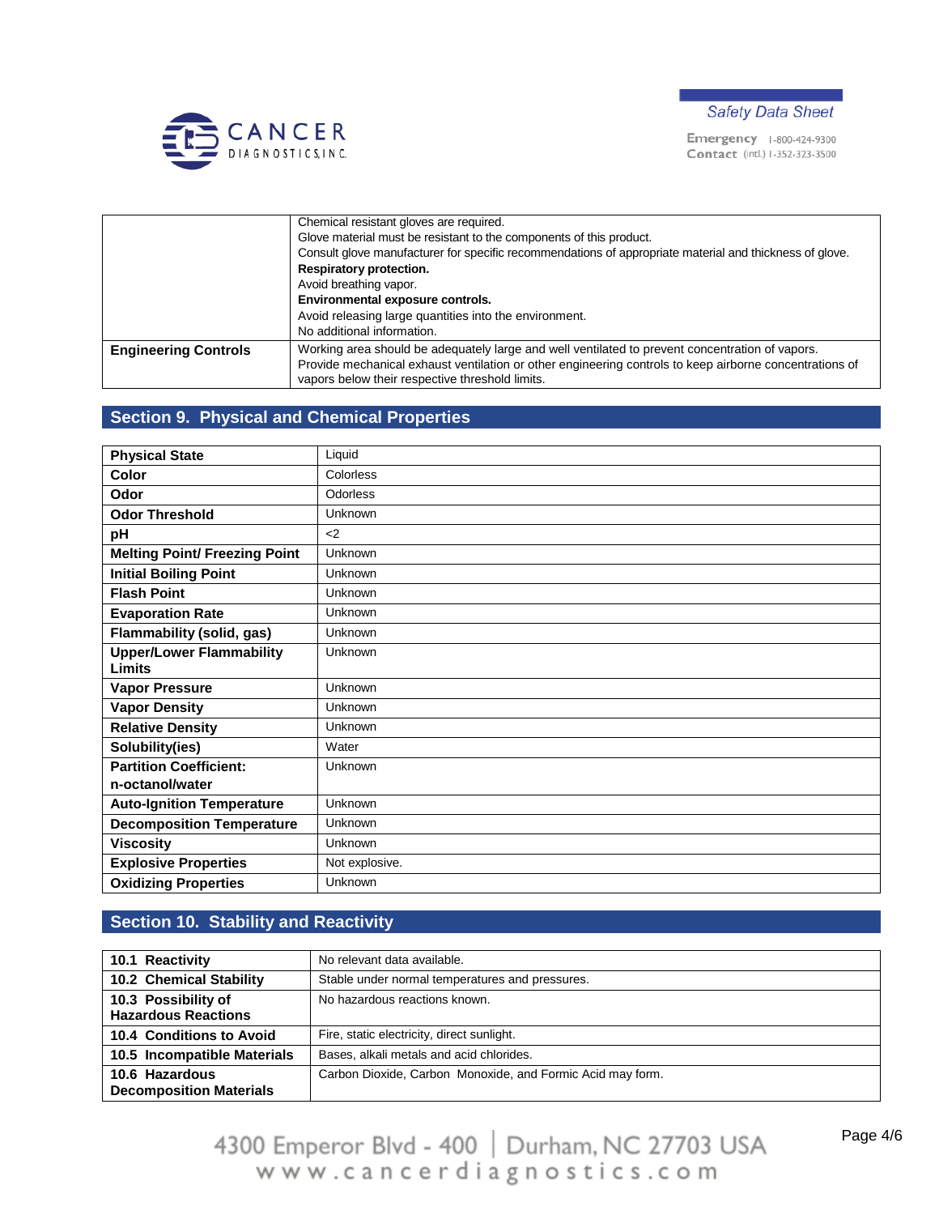| | |
|---|---|
| | Chemical resistant gloves are required.<br>Glove material must be resistant to the components of this product.<br>Consult glove manufacturer for specific recommendations of appropriate material and thickness of glove.<br>**Respiratory protection.**<br>Avoid breathing vapor.<br>**Environmental exposure controls.**<br>Avoid releasing large quantities into the environment.<br>No additional information. |
| **Engineering Controls** | Working area should be adequately large and well ventilated to prevent concentration of vapors.<br>Provide mechanical exhaust ventilation or other engineering controls to keep airborne concentrations of vapors below their respective threshold limits. |

## Section 9. Physical and Chemical Properties

| | |
|---|---|
| **Physical State** | Liquid |
| **Color** | Colorless |
| **Odor** | Odorless |
| **Odor Threshold** | Unknown |
| **pH** | <2 |
| **Melting Point/ Freezing Point** | Unknown |
| **Initial Boiling Point** | Unknown |
| **Flash Point** | Unknown |
| **Evaporation Rate** | Unknown |
| **Flammability (solid, gas)** | Unknown |
| **Upper/Lower Flammability Limits** | Unknown |
| **Vapor Pressure** | Unknown |
| **Vapor Density** | Unknown |
| **Relative Density** | Unknown |
| **Solubility(ies)** | Water |
| **Partition Coefficient: n-octanol/water** | Unknown |
| **Auto-Ignition Temperature** | Unknown |
| **Decomposition Temperature** | Unknown |
| **Viscosity** | Unknown |
| **Explosive Properties** | Not explosive. |
| **Oxidizing Properties** | Unknown |

## Section 10. Stability and Reactivity

| | |
|---|---|
| **10.1 Reactivity** | No relevant data available. |
| **10.2 Chemical Stability** | Stable under normal temperatures and pressures. |
| **10.3 Possibility of Hazardous Reactions** | No hazardous reactions known. |
| **10.4 Conditions to Avoid** | Fire, static electricity, direct sunlight. |
| **10.5 Incompatible Materials** | Bases, alkali metals and acid chlorides. |
| **10.6 Hazardous Decomposition Materials** | Carbon Dioxide, Carbon Monoxide, and Formic Acid may form. |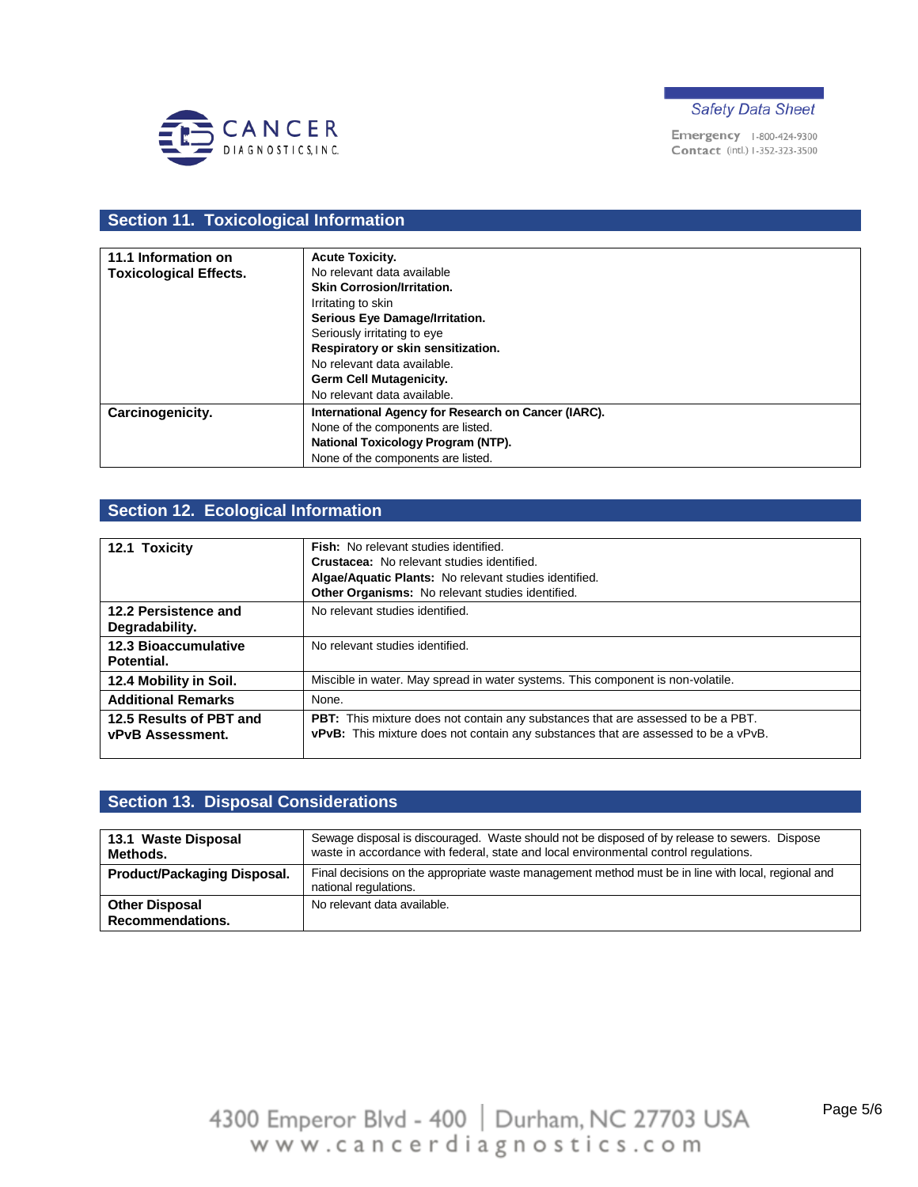## Section 11. Toxicological Information

| | |
|---|---|
| **11.1 Information on Toxicological Effects.** | **Acute Toxicity.**<br>No relevant data available<br>**Skin Corrosion/Irritation.**<br>Irritating to skin<br>**Serious Eye Damage/Irritation.**<br>Seriously irritating to eye<br>**Respiratory or skin sensitization.**<br>No relevant data available.<br>**Germ Cell Mutagenicity.**<br>No relevant data available. |
| **Carcinogenicity.** | **International Agency for Research on Cancer (IARC).**<br>None of the components are listed.<br>**National Toxicology Program (NTP).**<br>None of the components are listed. |

## Section 12. Ecological Information

| | |
|---|---|
| **12.1 Toxicity** | **Fish:** No relevant studies identified.<br>**Crustacea:** No relevant studies identified.<br>**Algae/Aquatic Plants:** No relevant studies identified.<br>**Other Organisms:** No relevant studies identified. |
| **12.2 Persistence and Degradability.** | No relevant studies identified. |
| **12.3 Bioaccumulative Potential.** | No relevant studies identified. |
| **12.4 Mobility in Soil.** | Miscible in water. May spread in water systems. This component is non-volatile. |
| **Additional Remarks** | None. |
| **12.5 Results of PBT and vPvB Assessment.** | **PBT:** This mixture does not contain any substances that are assessed to be a PBT.<br>**vPvB:** This mixture does not contain any substances that are assessed to be a vPvB. |

## Section 13. Disposal Considerations

| | |
|---|---|
| **13.1 Waste Disposal Methods.** | Sewage disposal is discouraged. Waste should not be disposed of by release to sewers. Dispose waste in accordance with federal, state and local environmental control regulations. |
| **Product/Packaging Disposal.** | Final decisions on the appropriate waste management method must be in line with local, regional and national regulations. |
| **Other Disposal Recommendations.** | No relevant data available. |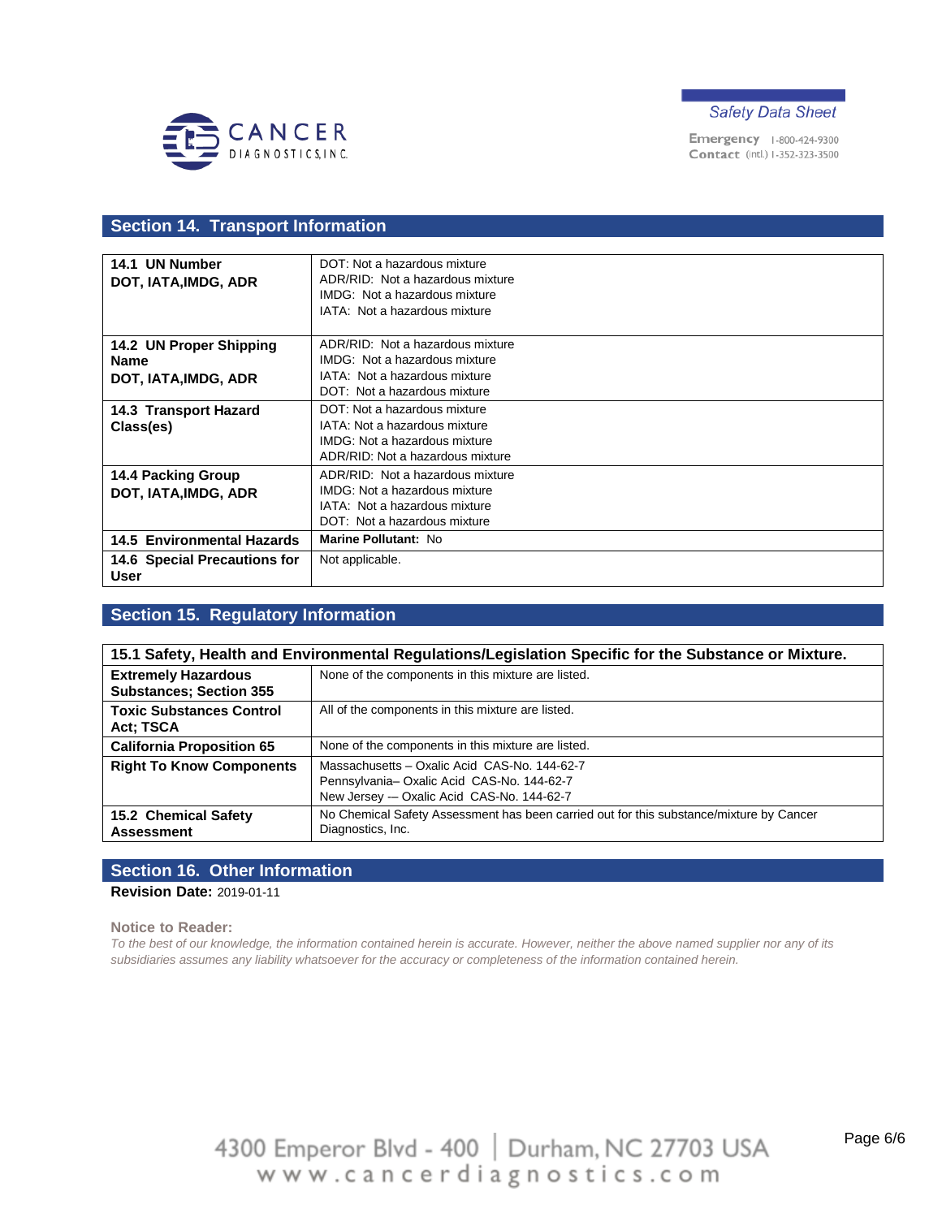## Section 14. Transport Information

| | |
|---|---|
| **14.1 UN Number DOT, IATA,IMDG, ADR** | DOT: Not a hazardous mixture<br>ADR/RID: Not a hazardous mixture<br>IMDG: Not a hazardous mixture<br>IATA: Not a hazardous mixture |
| **14.2 UN Proper Shipping Name DOT, IATA,IMDG, ADR** | ADR/RID: Not a hazardous mixture<br>IMDG: Not a hazardous mixture<br>IATA: Not a hazardous mixture<br>DOT: Not a hazardous mixture |
| **14.3 Transport Hazard Class(es)** | DOT: Not a hazardous mixture<br>IATA: Not a hazardous mixture<br>IMDG: Not a hazardous mixture<br>ADR/RID: Not a hazardous mixture |
| **14.4 Packing Group DOT, IATA,IMDG, ADR** | ADR/RID: Not a hazardous mixture<br>IMDG: Not a hazardous mixture<br>IATA: Not a hazardous mixture<br>DOT: Not a hazardous mixture |
| **14.5 Environmental Hazards** | **Marine Pollutant:** No |
| **14.6 Special Precautions for User** | Not applicable. |

## Section 15. Regulatory Information

| **15.1 Safety, Health and Environmental Regulations/Legislation Specific for the Substance or Mixture.** | |
|---|---|
| **Extremely Hazardous Substances; Section 355** | None of the components in this mixture are listed. |
| **Toxic Substances Control Act; TSCA** | All of the components in this mixture are listed. |
| **California Proposition 65** | None of the components in this mixture are listed. |
| **Right To Know Components** | Massachusetts – Oxalic Acid CAS-No. 144-62-7<br>Pennsylvania– Oxalic Acid CAS-No. 144-62-7<br>New Jersey -– Oxalic Acid CAS-No. 144-62-7 |
| **15.2 Chemical Safety Assessment** | No Chemical Safety Assessment has been carried out for this substance/mixture by Cancer Diagnostics, Inc. |

## Section 16. Other Information

**Revision Date:** 2019-01-11

**Notice to Reader:**

*To the best of our knowledge, the information contained herein is accurate. However, neither the above named supplier nor any of its subsidiaries assumes any liability whatsoever for the accuracy or completeness of the information contained herein.*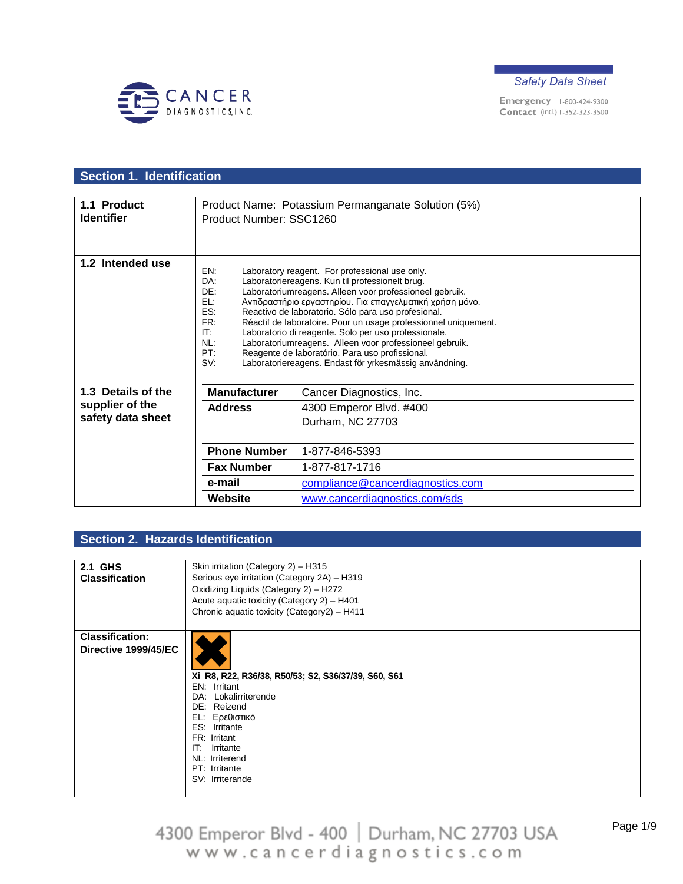Safety Data Sheet

Emergency 1-800-424-9300
Contact (intl.) 1-352-323-3500

## Section 1. Identification

| | |
|---|---|
| **1.1 Product Identifier** | Product Name: Potassium Permanganate Solution (5%)<br>Product Number: SSC1260 |
| **1.2 Intended use** | EN: Laboratory reagent. For professional use only.<br>DA: Laboratoriereagens. Kun til professionelt brug.<br>DE: Laboratoriumreagens. Alleen voor professioneel gebruik.<br>EL: Αντιδραστήριο εργαστηρίου. Για επαγγελματική χρήση μόνο.<br>ES: Reactivo de laboratorio. Sólo para uso profesional.<br>FR: Réactif de laboratoire. Pour un usage professionnel uniquement.<br>IT: Laboratorio di reagente. Solo per uso professionale.<br>NL: Laboratoriumreagens. Alleen voor professioneel gebruik.<br>PT: Reagente de laboratório. Para uso profissional.<br>SV: Laboratoriereagens. Endast för yrkesmässig användning. |
| **1.3 Details of the supplier of the safety data sheet** | **Manufacturer**: Cancer Diagnostics, Inc.<br>**Address**: 4300 Emperor Blvd. #400, Durham, NC 27703<br>**Phone Number**: 1-877-846-5393<br>**Fax Number**: 1-877-817-1716<br>**e-mail**: compliance@cancerdiagnostics.com<br>**Website**: www.cancerdiagnostics.com/sds |

## Section 2. Hazards Identification

| | |
|---|---|
| **2.1 GHS Classification** | Skin irritation (Category 2) – H315<br>Serious eye irritation (Category 2A) – H319<br>Oxidizing Liquids (Category 2) – H272<br>Acute aquatic toxicity (Category 2) – H401<br>Chronic aquatic toxicity (Category2) – H411 |
| **Classification: Directive 1999/45/EC** | **Xi R8, R22, R36/38, R50/53; S2, S36/37/39, S60, S61**<br>EN: Irritant<br>DA: Lokalirriterende<br>DE: Reizend<br>EL: Ερεθιστικό<br>ES: Irritante<br>FR: Irritant<br>IT: Irritante<br>NL: Irriterend<br>PT: Irritante<br>SV: Irriterande |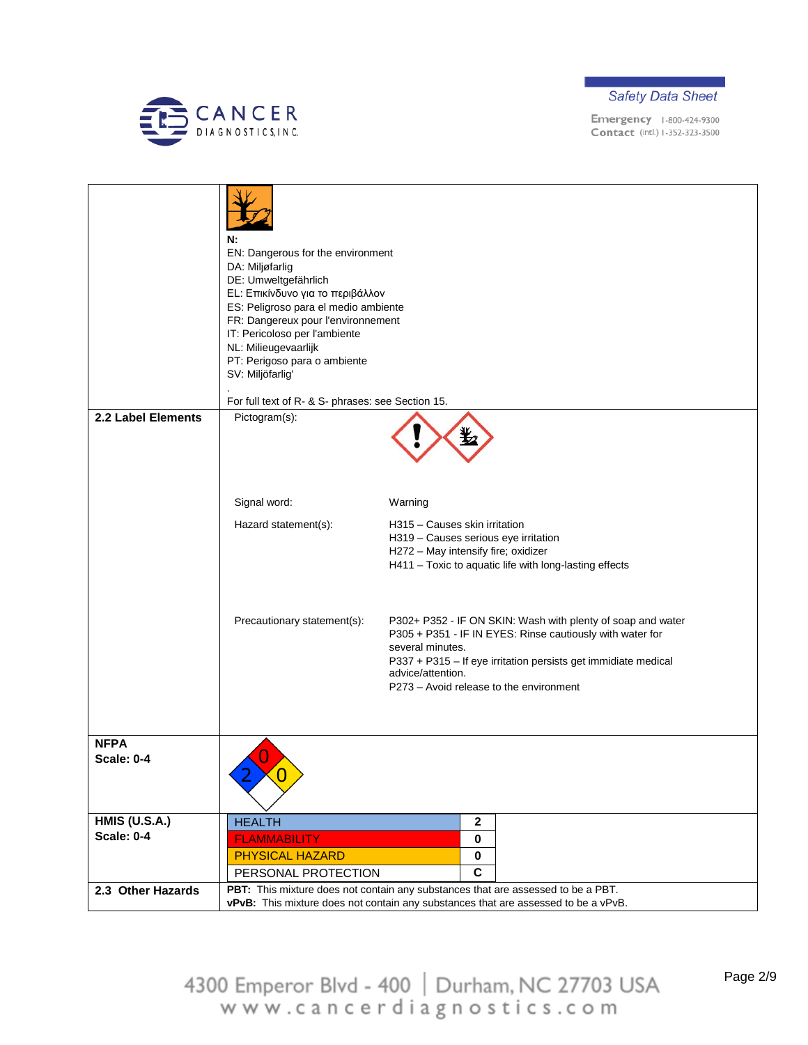| | |
|---|---|
| | **N:**<br>EN: Dangerous for the environment<br>DA: Miljøfarlig<br>DE: Umweltgefährlich<br>EL: Επικίνδυνο για το περιβάλλον<br>ES: Peligroso para el medio ambiente<br>FR: Dangereux pour l'environnement<br>IT: Pericoloso per l'ambiente<br>NL: Milieugevaarlijk<br>PT: Perigoso para o ambiente<br>SV: Miljöfarlig'<br>.<br>For full text of R- & S- phrases: see Section 15. |
| **2.2 Label Elements** | Pictogram(s):<br><br>Signal word: Warning<br><br>Hazard statement(s):<br>H315 – Causes skin irritation<br>H319 – Causes serious eye irritation<br>H272 – May intensify fire; oxidizer<br>H411 – Toxic to aquatic life with long-lasting effects<br><br>Precautionary statement(s):<br>P302+ P352 - IF ON SKIN: Wash with plenty of soap and water<br>P305 + P351 - IF IN EYES: Rinse cautiously with water for several minutes.<br>P337 + P315 – If eye irritation persists get immidiate medical advice/attention.<br>P273 – Avoid release to the environment |
| **NFPA**<br>**Scale: 0-4** | Health: 2, Flammability: 0, Instability: 0 |
| **HMIS (U.S.A.)**<br>**Scale: 0-4** | HEALTH: **2**<br>FLAMMABILITY: **0**<br>PHYSICAL HAZARD: **0**<br>PERSONAL PROTECTION: **C** |
| **2.3 Other Hazards** | **PBT:** This mixture does not contain any substances that are assessed to be a PBT.<br>**vPvB:** This mixture does not contain any substances that are assessed to be a vPvB. |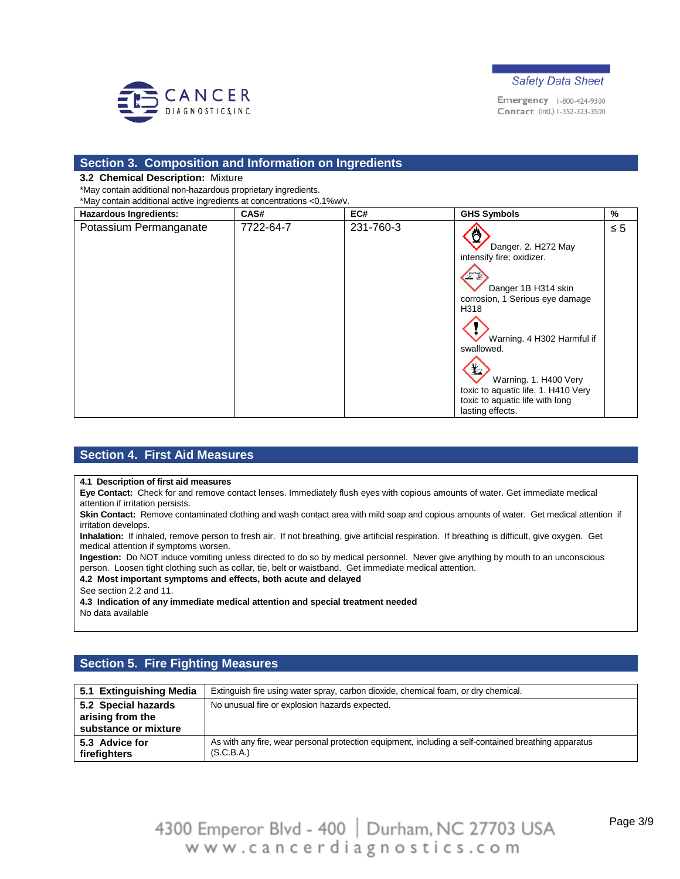## Section 3. Composition and Information on Ingredients

**3.2 Chemical Description:** Mixture

*May contain additional non-hazardous proprietary ingredients.
*May contain additional active ingredients at concentrations <0.1%w/v.

| Hazardous Ingredients: | CAS# | EC# | GHS Symbols | % |
|---|---|---|---|---|
| Potassium Permanganate | 7722-64-7 | 231-760-3 | Danger. 2. H272 May intensify fire; oxidizer. Danger 1B H314 skin corrosion, 1 Serious eye damage H318 Warning. 4 H302 Harmful if swallowed. Warning. 1. H400 Very toxic to aquatic life. 1. H410 Very toxic to aquatic life with long lasting effects. | ≤ 5 |

## Section 4. First Aid Measures

**4.1 Description of first aid measures**

**Eye Contact:** Check for and remove contact lenses. Immediately flush eyes with copious amounts of water. Get immediate medical attention if irritation persists.

**Skin Contact:** Remove contaminated clothing and wash contact area with mild soap and copious amounts of water. Get medical attention if irritation develops.

**Inhalation:** If inhaled, remove person to fresh air. If not breathing, give artificial respiration. If breathing is difficult, give oxygen. Get medical attention if symptoms worsen.

**Ingestion:** Do NOT induce vomiting unless directed to do so by medical personnel. Never give anything by mouth to an unconscious person. Loosen tight clothing such as collar, tie, belt or waistband. Get immediate medical attention.

**4.2 Most important symptoms and effects, both acute and delayed**

See section 2.2 and 11.

**4.3 Indication of any immediate medical attention and special treatment needed**

No data available

## Section 5. Fire Fighting Measures

| | |
|---|---|
| **5.1 Extinguishing Media** | Extinguish fire using water spray, carbon dioxide, chemical foam, or dry chemical. |
| **5.2 Special hazards arising from the substance or mixture** | No unusual fire or explosion hazards expected. |
| **5.3 Advice for firefighters** | As with any fire, wear personal protection equipment, including a self-contained breathing apparatus (S.C.B.A.) |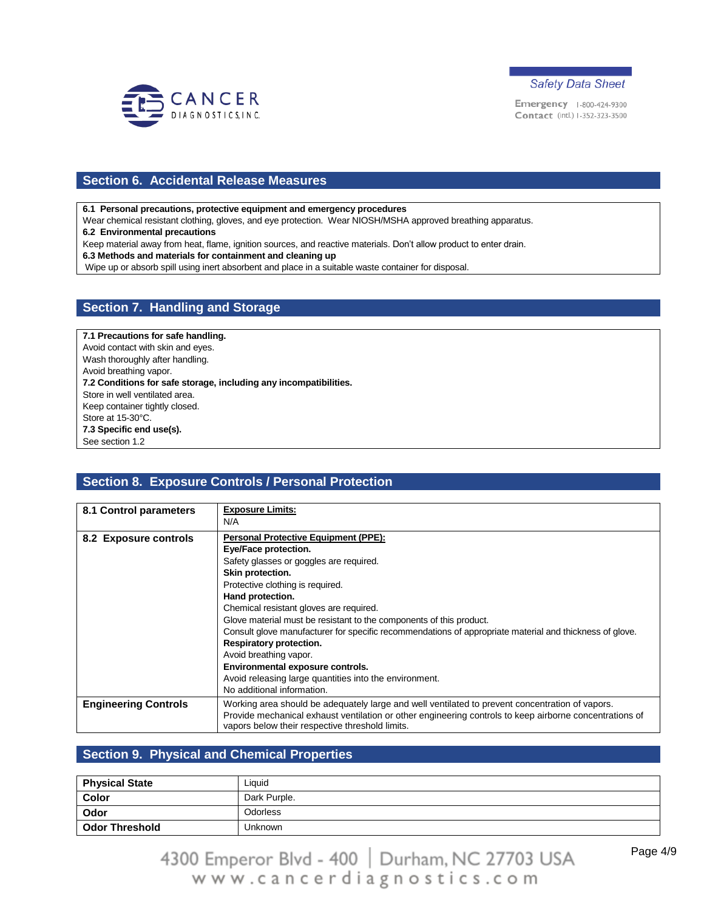## Section 6. Accidental Release Measures

**6.1 Personal precautions, protective equipment and emergency procedures**
Wear chemical resistant clothing, gloves, and eye protection. Wear NIOSH/MSHA approved breathing apparatus.
**6.2 Environmental precautions**
Keep material away from heat, flame, ignition sources, and reactive materials. Don't allow product to enter drain.
**6.3 Methods and materials for containment and cleaning up**
Wipe up or absorb spill using inert absorbent and place in a suitable waste container for disposal.

## Section 7. Handling and Storage

**7.1 Precautions for safe handling.**
Avoid contact with skin and eyes.
Wash thoroughly after handling.
Avoid breathing vapor.
**7.2 Conditions for safe storage, including any incompatibilities.**
Store in well ventilated area.
Keep container tightly closed.
Store at 15-30°C.
**7.3 Specific end use(s).**
See section 1.2

## Section 8. Exposure Controls / Personal Protection

| | |
|---|---|
| **8.1 Control parameters** | **Exposure Limits:**<br>N/A |
| **8.2 Exposure controls** | **Personal Protective Equipment (PPE):**<br>**Eye/Face protection.**<br>Safety glasses or goggles are required.<br>**Skin protection.**<br>Protective clothing is required.<br>**Hand protection.**<br>Chemical resistant gloves are required.<br>Glove material must be resistant to the components of this product.<br>Consult glove manufacturer for specific recommendations of appropriate material and thickness of glove.<br>**Respiratory protection.**<br>Avoid breathing vapor.<br>**Environmental exposure controls.**<br>Avoid releasing large quantities into the environment.<br>No additional information. |
| **Engineering Controls** | Working area should be adequately large and well ventilated to prevent concentration of vapors.<br>Provide mechanical exhaust ventilation or other engineering controls to keep airborne concentrations of vapors below their respective threshold limits. |

## Section 9. Physical and Chemical Properties

| | |
|---|---|
| **Physical State** | Liquid |
| **Color** | Dark Purple. |
| **Odor** | Odorless |
| **Odor Threshold** | Unknown |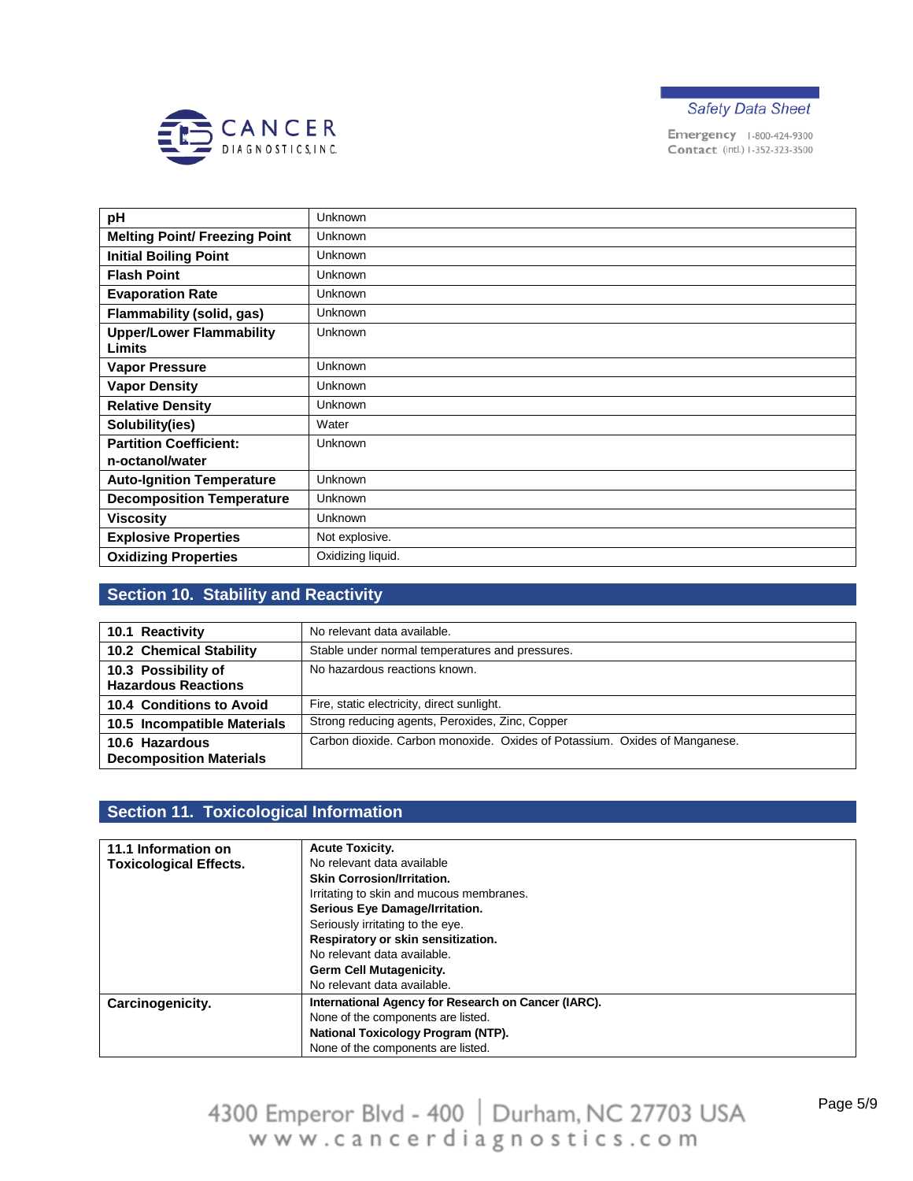| | |
|---|---|
| **pH** | Unknown |
| **Melting Point/ Freezing Point** | Unknown |
| **Initial Boiling Point** | Unknown |
| **Flash Point** | Unknown |
| **Evaporation Rate** | Unknown |
| **Flammability (solid, gas)** | Unknown |
| **Upper/Lower Flammability Limits** | Unknown |
| **Vapor Pressure** | Unknown |
| **Vapor Density** | Unknown |
| **Relative Density** | Unknown |
| **Solubility(ies)** | Water |
| **Partition Coefficient: n-octanol/water** | Unknown |
| **Auto-Ignition Temperature** | Unknown |
| **Decomposition Temperature** | Unknown |
| **Viscosity** | Unknown |
| **Explosive Properties** | Not explosive. |
| **Oxidizing Properties** | Oxidizing liquid. |

## Section 10. Stability and Reactivity

| | |
|---|---|
| **10.1 Reactivity** | No relevant data available. |
| **10.2 Chemical Stability** | Stable under normal temperatures and pressures. |
| **10.3 Possibility of Hazardous Reactions** | No hazardous reactions known. |
| **10.4 Conditions to Avoid** | Fire, static electricity, direct sunlight. |
| **10.5 Incompatible Materials** | Strong reducing agents, Peroxides, Zinc, Copper |
| **10.6 Hazardous Decomposition Materials** | Carbon dioxide. Carbon monoxide. Oxides of Potassium. Oxides of Manganese. |

## Section 11. Toxicological Information

| | |
|---|---|
| **11.1 Information on Toxicological Effects.** | **Acute Toxicity.**<br>No relevant data available<br>**Skin Corrosion/Irritation.**<br>Irritating to skin and mucous membranes.<br>**Serious Eye Damage/Irritation.**<br>Seriously irritating to the eye.<br>**Respiratory or skin sensitization.**<br>No relevant data available.<br>**Germ Cell Mutagenicity.**<br>No relevant data available. |
| **Carcinogenicity.** | **International Agency for Research on Cancer (IARC).**<br>None of the components are listed.<br>**National Toxicology Program (NTP).**<br>None of the components are listed. |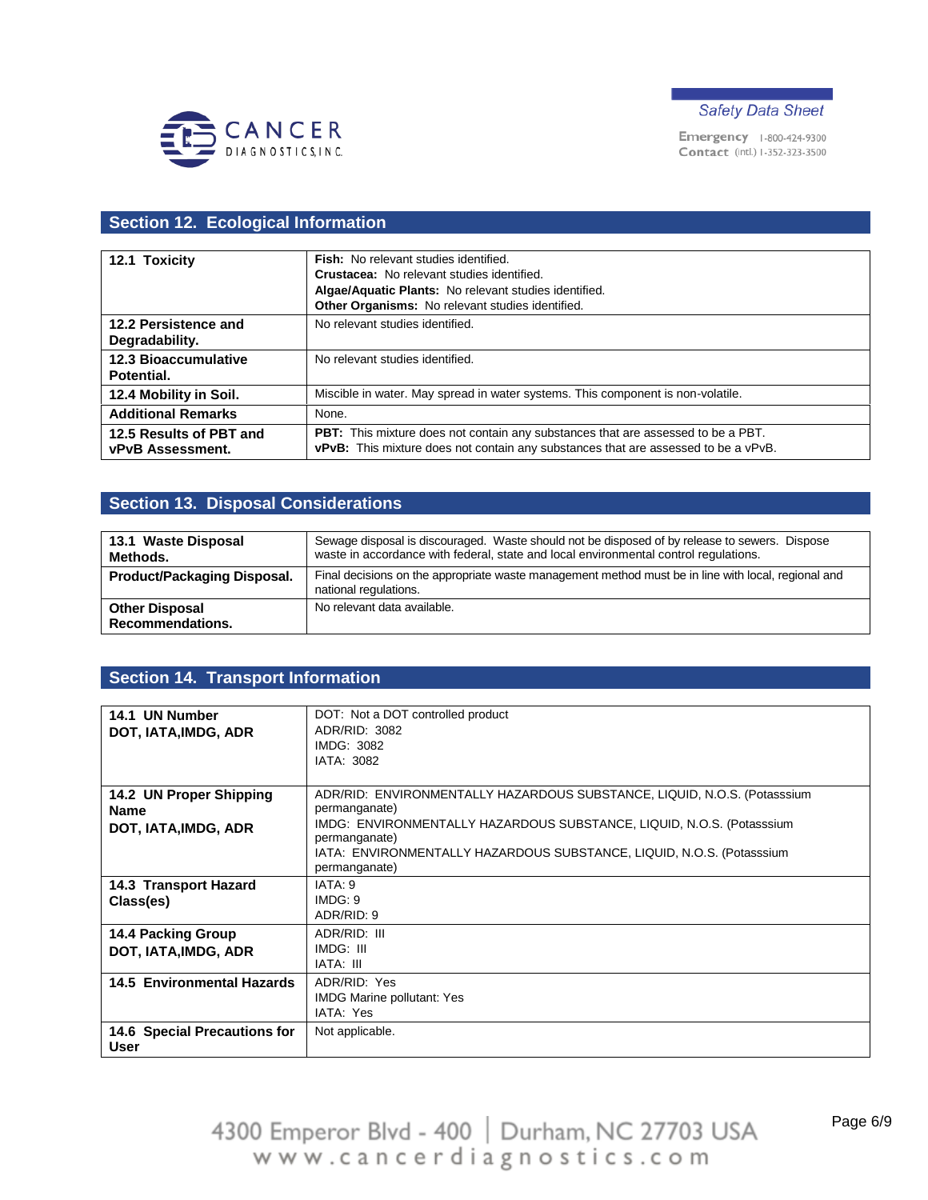## Section 12. Ecological Information

| | |
|---|---|
| **12.1 Toxicity** | **Fish:** No relevant studies identified.<br>**Crustacea:** No relevant studies identified.<br>**Algae/Aquatic Plants:** No relevant studies identified.<br>**Other Organisms:** No relevant studies identified. |
| **12.2 Persistence and Degradability.** | No relevant studies identified. |
| **12.3 Bioaccumulative Potential.** | No relevant studies identified. |
| **12.4 Mobility in Soil.** | Miscible in water. May spread in water systems. This component is non-volatile. |
| **Additional Remarks** | None. |
| **12.5 Results of PBT and vPvB Assessment.** | **PBT:** This mixture does not contain any substances that are assessed to be a PBT.<br>**vPvB:** This mixture does not contain any substances that are assessed to be a vPvB. |

## Section 13. Disposal Considerations

| | |
|---|---|
| **13.1 Waste Disposal Methods.** | Sewage disposal is discouraged. Waste should not be disposed of by release to sewers. Dispose waste in accordance with federal, state and local environmental control regulations. |
| **Product/Packaging Disposal.** | Final decisions on the appropriate waste management method must be in line with local, regional and national regulations. |
| **Other Disposal Recommendations.** | No relevant data available. |

## Section 14. Transport Information

| | |
|---|---|
| **14.1 UN Number DOT, IATA,IMDG, ADR** | DOT: Not a DOT controlled product<br>ADR/RID: 3082<br>IMDG: 3082<br>IATA: 3082 |
| **14.2 UN Proper Shipping Name DOT, IATA,IMDG, ADR** | ADR/RID: ENVIRONMENTALLY HAZARDOUS SUBSTANCE, LIQUID, N.O.S. (Potasssium permanganate)<br>IMDG: ENVIRONMENTALLY HAZARDOUS SUBSTANCE, LIQUID, N.O.S. (Potasssium permanganate)<br>IATA: ENVIRONMENTALLY HAZARDOUS SUBSTANCE, LIQUID, N.O.S. (Potasssium permanganate) |
| **14.3 Transport Hazard Class(es)** | IATA: 9<br>IMDG: 9<br>ADR/RID: 9 |
| **14.4 Packing Group DOT, IATA,IMDG, ADR** | ADR/RID: III<br>IMDG: III<br>IATA: III |
| **14.5 Environmental Hazards** | ADR/RID: Yes<br>IMDG Marine pollutant: Yes<br>IATA: Yes |
| **14.6 Special Precautions for User** | Not applicable. |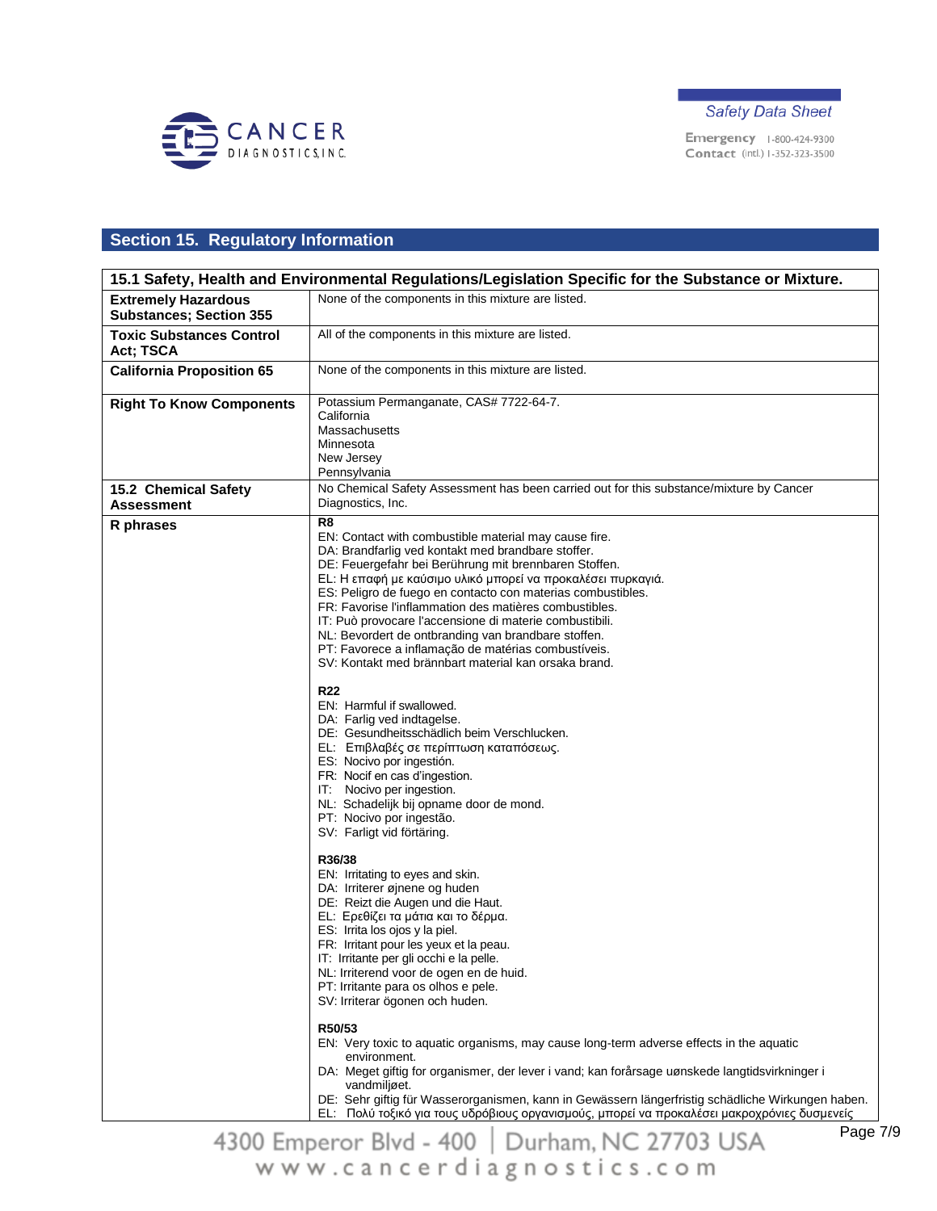## Section 15. Regulatory Information

| 15.1 Safety, Health and Environmental Regulations/Legislation Specific for the Substance or Mixture. | |
|---|---|
| **Extremely Hazardous Substances; Section 355** | None of the components in this mixture are listed. |
| **Toxic Substances Control Act; TSCA** | All of the components in this mixture are listed. |
| **California Proposition 65** | None of the components in this mixture are listed. |
| **Right To Know Components** | Potassium Permanganate, CAS# 7722-64-7.<br>California<br>Massachusetts<br>Minnesota<br>New Jersey<br>Pennsylvania |
| **15.2 Chemical Safety Assessment** | No Chemical Safety Assessment has been carried out for this substance/mixture by Cancer Diagnostics, Inc. |
| **R phrases** | **R8**<br>EN: Contact with combustible material may cause fire.<br>DA: Brandfarlig ved kontakt med brandbare stoffer.<br>DE: Feuergefahr bei Berührung mit brennbaren Stoffen.<br>EL: Η επαφή με καύσιμο υλικό μπορεί να προκαλέσει πυρκαγιά.<br>ES: Peligro de fuego en contacto con materias combustibles.<br>FR: Favorise l'inflammation des matières combustibles.<br>IT: Può provocare l'accensione di materie combustibili.<br>NL: Bevordert de ontbranding van brandbare stoffen.<br>PT: Favorece a inflamação de matérias combustíveis.<br>SV: Kontakt med brännbart material kan orsaka brand.<br><br>**R22**<br>EN: Harmful if swallowed.<br>DA: Farlig ved indtagelse.<br>DE: Gesundheitsschädlich beim Verschlucken.<br>EL: Επιβλαβές σε περίπτωση καταπόσεως.<br>ES: Nocivo por ingestión.<br>FR: Nocif en cas d'ingestion.<br>IT: Nocivo per ingestion.<br>NL: Schadelijk bij opname door de mond.<br>PT: Nocivo por ingestão.<br>SV: Farligt vid förtäring.<br><br>**R36/38**<br>EN: Irritating to eyes and skin.<br>DA: Irriterer øjnene og huden<br>DE: Reizt die Augen und die Haut.<br>EL: Ερεθίζει τα μάτια και το δέρμα.<br>ES: Irrita los ojos y la piel.<br>FR: Irritant pour les yeux et la peau.<br>IT: Irritante per gli occhi e la pelle.<br>NL: Irriterend voor de ogen en de huid.<br>PT: Irritante para os olhos e pele.<br>SV: Irriterar ögonen och huden.<br><br>**R50/53**<br>EN: Very toxic to aquatic organisms, may cause long-term adverse effects in the aquatic environment.<br>DA: Meget giftig for organismer, der lever i vand; kan forårsage uønskede langtidsvirkninger i vandmiljøet.<br>DE: Sehr giftig für Wasserorganismen, kann in Gewässern längerfristig schädliche Wirkungen haben.<br>EL: Πολύ τοξικό για τους υδρόβιους οργανισμούς, μπορεί να προκαλέσει μακροχρόνιες δυσμενείς |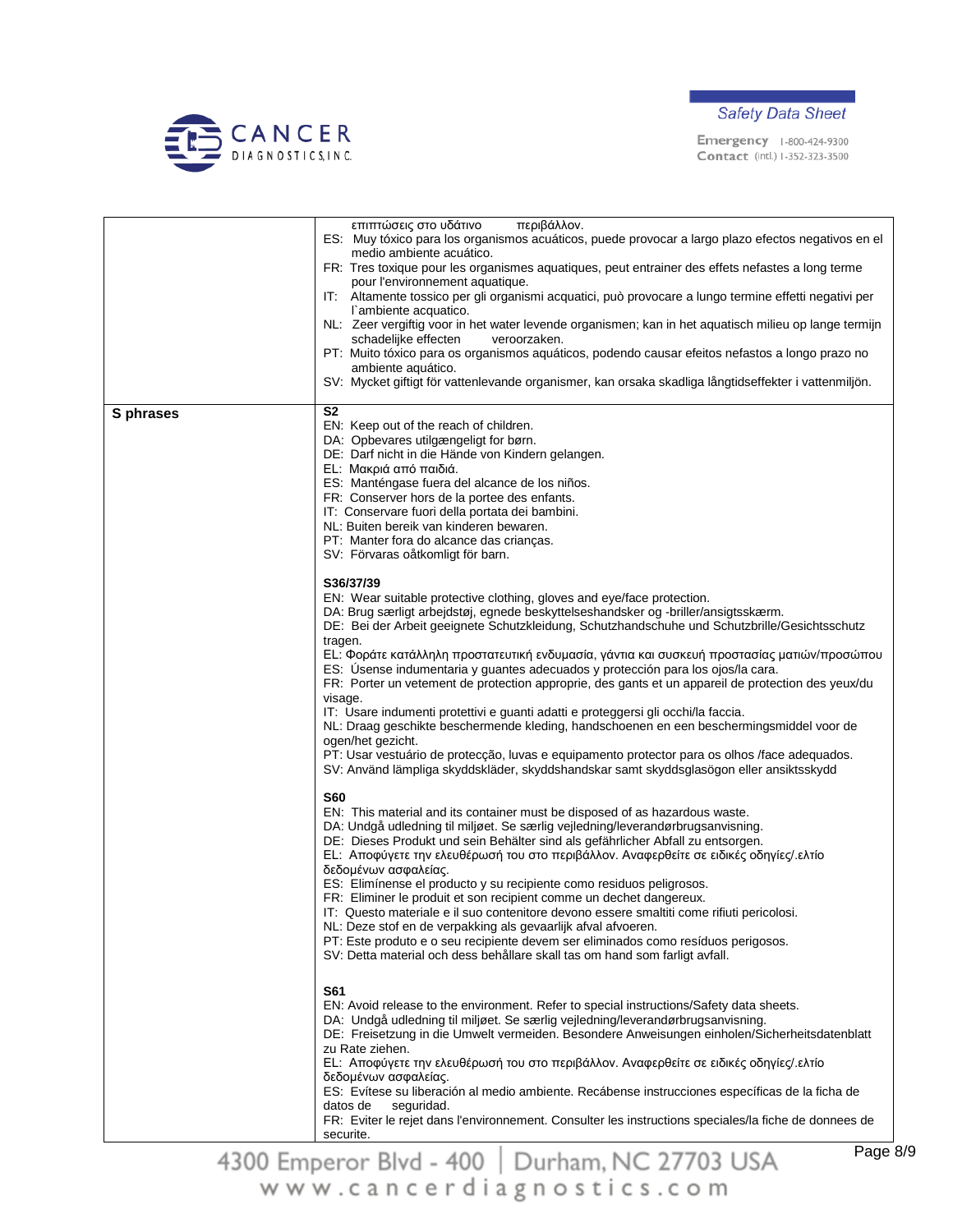| | |
|---|---|
| | επιπτώσεις στο υδάτινο περιβάλλον.<br>ES: Muy tóxico para los organismos acuáticos, puede provocar a largo plazo efectos negativos en el medio ambiente acuático.<br>FR: Tres toxique pour les organismes aquatiques, peut entrainer des effets nefastes a long terme pour l'environnement aquatique.<br>IT: Altamente tossico per gli organismi acquatici, può provocare a lungo termine effetti negativi per l`ambiente acquatico.<br>NL: Zeer vergiftig voor in het water levende organismen; kan in het aquatisch milieu op lange termijn schadelijke effecten veroorzaken.<br>PT: Muito tóxico para os organismos aquáticos, podendo causar efeitos nefastos a longo prazo no ambiente aquático.<br>SV: Mycket giftigt för vattenlevande organismer, kan orsaka skadliga långtidseffekter i vattenmiljön. |
| **S phrases** | **S2**<br>EN: Keep out of the reach of children.<br>DA: Opbevares utilgængeligt for børn.<br>DE: Darf nicht in die Hände von Kindern gelangen.<br>EL: Μακριά από παιδιά.<br>ES: Manténgase fuera del alcance de los niños.<br>FR: Conserver hors de la portee des enfants.<br>IT: Conservare fuori della portata dei bambini.<br>NL: Buiten bereik van kinderen bewaren.<br>PT: Manter fora do alcance das crianças.<br>SV: Förvaras oåtkomligt för barn.<br><br>**S36/37/39**<br>EN: Wear suitable protective clothing, gloves and eye/face protection.<br>DA: Brug særligt arbejdstøj, egnede beskyttelseshandsker og -briller/ansigtsskærm.<br>DE: Bei der Arbeit geeignete Schutzkleidung, Schutzhandschuhe und Schutzbrille/Gesichtsschutz tragen.<br>EL: Φοράτε κατάλληλη προστατευτική ενδυμασία, γάντια και συσκευή προστασίας ματιών/προσώπου<br>ES: Úsense indumentaria y guantes adecuados y protección para los ojos/la cara.<br>FR: Porter un vetement de protection approprie, des gants et un appareil de protection des yeux/du visage.<br>IT: Usare indumenti protettivi e guanti adatti e proteggersi gli occhi/la faccia.<br>NL: Draag geschikte beschermende kleding, handschoenen en een beschermingsmiddel voor de ogen/het gezicht.<br>PT: Usar vestuário de protecção, luvas e equipamento protector para os olhos /face adequados.<br>SV: Använd lämpliga skyddskläder, skyddshandskar samt skyddsglasögon eller ansiktsskydd<br><br>**S60**<br>EN: This material and its container must be disposed of as hazardous waste.<br>DA: Undgå udledning til miljøet. Se særlig vejledning/leverandørbrugsanvisning.<br>DE: Dieses Produkt und sein Behälter sind als gefährlicher Abfall zu entsorgen.<br>EL: Αποφύγετε την ελευθέρωσή του στο περιβάλλον. Αναφερθείτε σε ειδικές οδηγίες/.ελτίο δεδομένων ασφαλείας.<br>ES: Elimínense el producto y su recipiente como residuos peligrosos.<br>FR: Eliminer le produit et son recipient comme un dechet dangereux.<br>IT: Questo materiale e il suo contenitore devono essere smaltiti come rifiuti pericolosi.<br>NL: Deze stof en de verpakking als gevaarlijk afval afvoeren.<br>PT: Este produto e o seu recipiente devem ser eliminados como resíduos perigosos.<br>SV: Detta material och dess behållare skall tas om hand som farligt avfall.<br><br>**S61**<br>EN: Avoid release to the environment. Refer to special instructions/Safety data sheets.<br>DA: Undgå udledning til miljøet. Se særlig vejledning/leverandørbrugsanvisning.<br>DE: Freisetzung in die Umwelt vermeiden. Besondere Anweisungen einholen/Sicherheitsdatenblatt zu Rate ziehen.<br>EL: Αποφύγετε την ελευθέρωσή του στο περιβάλλον. Αναφερθείτε σε ειδικές οδηγίες/.ελτίο δεδομένων ασφαλείας.<br>ES: Evítese su liberación al medio ambiente. Recábense instrucciones específicas de la ficha de datos de seguridad.<br>FR: Eviter le rejet dans l'environnement. Consulter les instructions speciales/la fiche de donnees de securite. |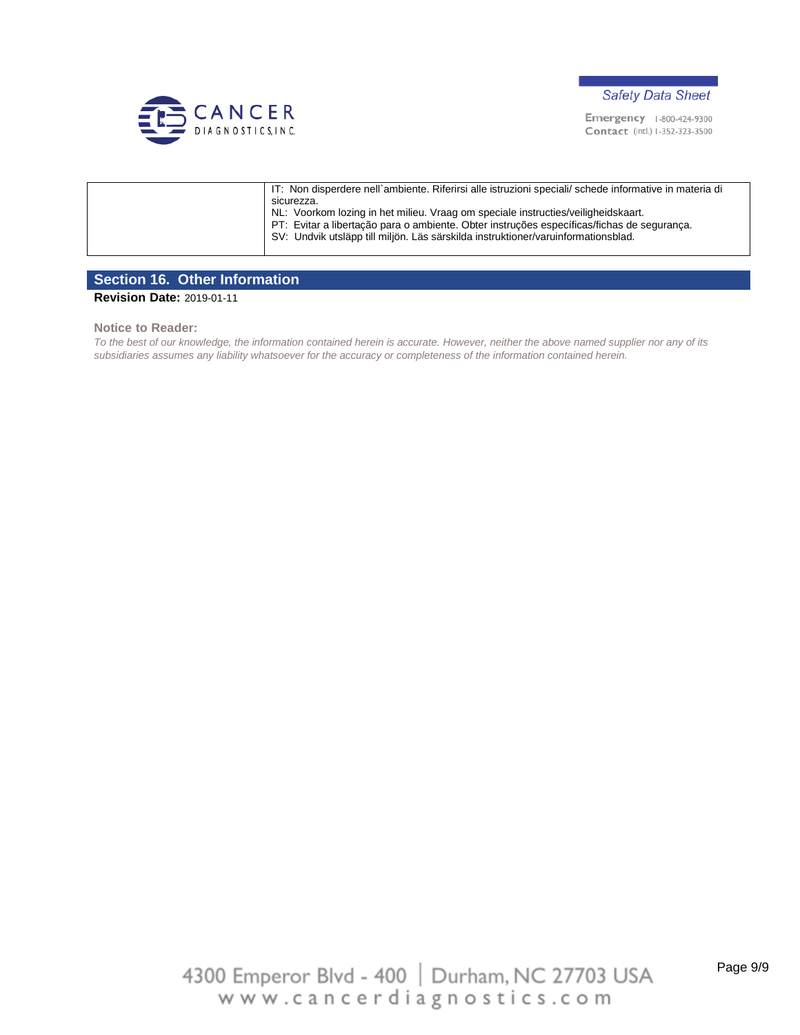| | |
|---|---|
| | IT: Non disperdere nell`ambiente. Riferirsi alle istruzioni speciali/ schede informative in materia di sicurezza.<br>NL: Voorkom lozing in het milieu. Vraag om speciale instructies/veiligheidskaart.<br>PT: Evitar a libertação para o ambiente. Obter instruções específicas/fichas de segurança.<br>SV: Undvik utsläpp till miljön. Läs särskilda instruktioner/varuinformationsblad. |

## Section 16. Other Information

**Revision Date:** 2019-01-11

**Notice to Reader:**

*To the best of our knowledge, the information contained herein is accurate. However, neither the above named supplier nor any of its subsidiaries assumes any liability whatsoever for the accuracy or completeness of the information contained herein.*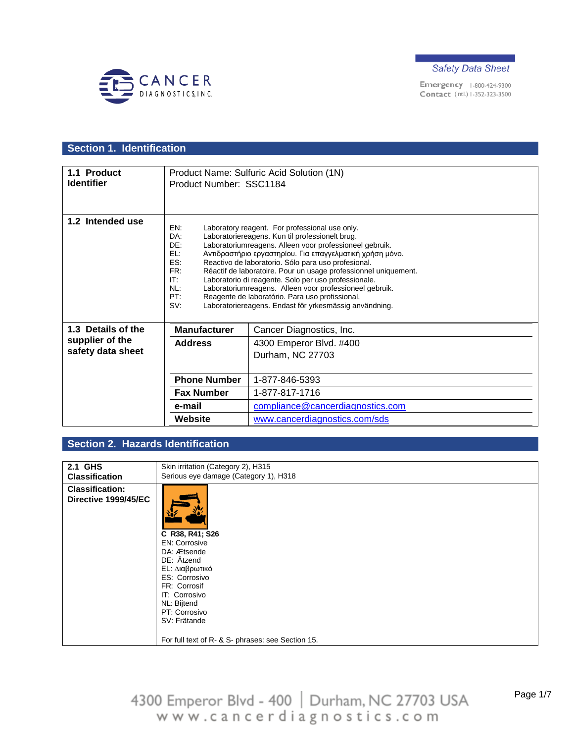CANCER DIAGNOSTICS, INC.

*Safety Data Sheet*

Emergency Contact 1-800-424-9300 (intl.) 1-352-323-3500

## Section 1. Identification

| | |
|---|---|
| **1.1 Product Identifier** | Product Name: Sulfuric Acid Solution (1N)<br>Product Number: SSC1184 |
| **1.2 Intended use** | EN: Laboratory reagent. For professional use only.<br>DA: Laboratoriereagens. Kun til professionelt brug.<br>DE: Laboratoriumreagens. Alleen voor professioneel gebruik.<br>EL: Αντιδραστήριο εργαστηρίου. Για επαγγελματική χρήση μόνο.<br>ES: Reactivo de laboratorio. Sólo para uso profesional.<br>FR: Réactif de laboratoire. Pour un usage professionnel uniquement.<br>IT: Laboratorio di reagente. Solo per uso professionale.<br>NL: Laboratoriumreagens. Alleen voor professioneel gebruik.<br>PT: Reagente de laboratório. Para uso profissional.<br>SV: Laboratoriereagens. Endast för yrkesmässig användning. |
| **1.3 Details of the supplier of the safety data sheet** | **Manufacturer**: Cancer Diagnostics, Inc.<br>**Address**: 4300 Emperor Blvd. #400, Durham, NC 27703<br>**Phone Number**: 1-877-846-5393<br>**Fax Number**: 1-877-817-1716<br>**e-mail**: compliance@cancerdiagnostics.com<br>**Website**: www.cancerdiagnostics.com/sds |

## Section 2. Hazards Identification

| | |
|---|---|
| **2.1 GHS Classification** | Skin irritation (Category 2), H315<br>Serious eye damage (Category 1), H318 |
| **Classification: Directive 1999/45/EC** | **C R38, R41; S26**<br>EN: Corrosive<br>DA: Ætsende<br>DE: Ätzend<br>EL: Διαβρωτικό<br>ES: Corrosivo<br>FR: Corrosif<br>IT: Corrosivo<br>NL: Bijtend<br>PT: Corrosivo<br>SV: Frätande<br><br>For full text of R- & S- phrases: see Section 15. |

4300 Emperor Blvd - 400 | Durham, NC 27703 USA
www.cancerdiagnostics.com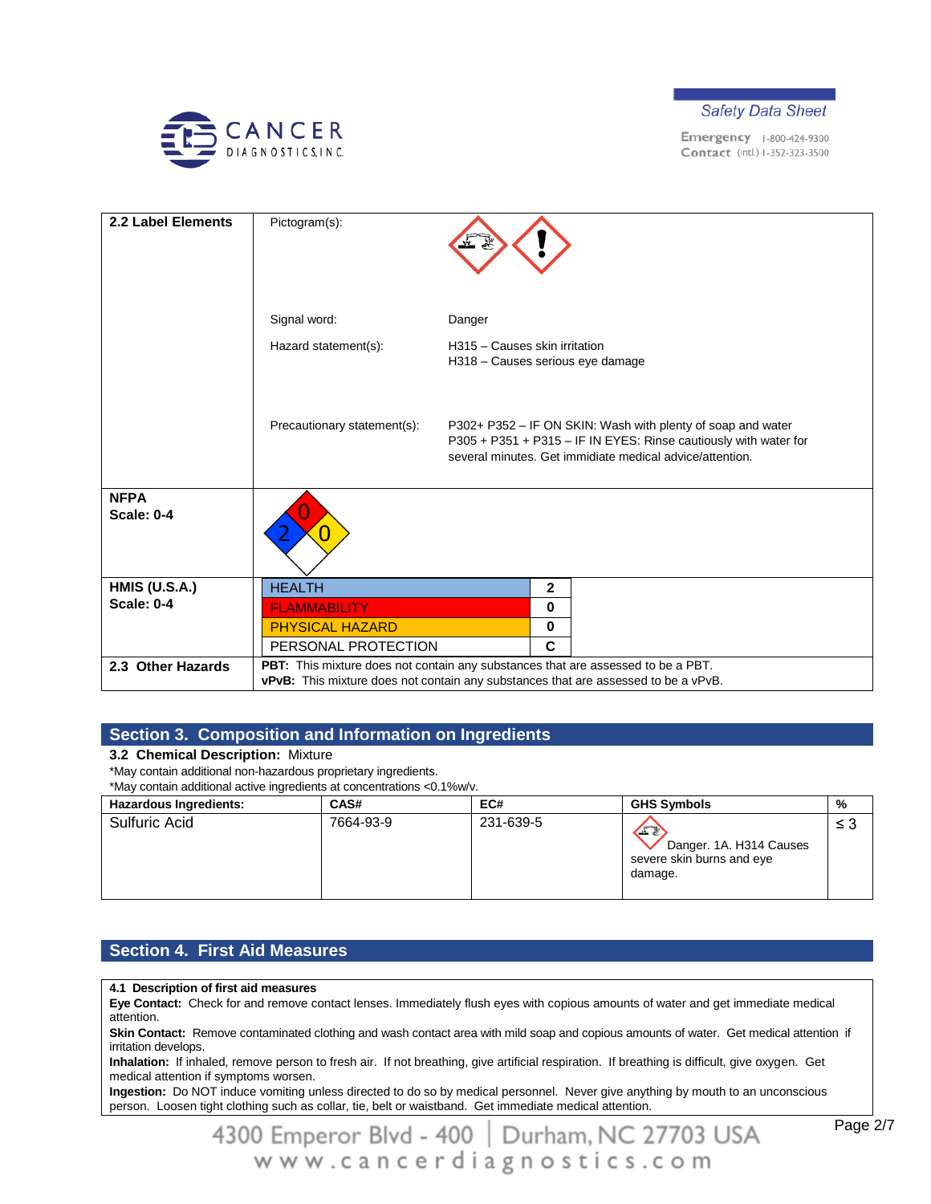| 2.2 Label Elements | Pictogram(s): | |
|---|---|---|
| | Signal word: | Danger |
| | Hazard statement(s): | H315 – Causes skin irritation<br>H318 – Causes serious eye damage |
| | Precautionary statement(s): | P302+ P352 – IF ON SKIN: Wash with plenty of soap and water<br>P305 + P351 + P315 – IF IN EYES: Rinse cautiously with water for several minutes. Get immidiate medical advice/attention. |
| **NFPA Scale: 0-4** | 0 / 2 / 0 | |
| **HMIS (U.S.A.) Scale: 0-4** | HEALTH | 2 |
| | FLAMMABILITY | 0 |
| | PHYSICAL HAZARD | 0 |
| | PERSONAL PROTECTION | C |
| **2.3 Other Hazards** | **PBT:** This mixture does not contain any substances that are assessed to be a PBT.<br>**vPvB:** This mixture does not contain any substances that are assessed to be a vPvB. | |

## Section 3. Composition and Information on Ingredients

**3.2 Chemical Description:** Mixture

*May contain additional non-hazardous proprietary ingredients.
*May contain additional active ingredients at concentrations <0.1%w/v.

| Hazardous Ingredients: | CAS# | EC# | GHS Symbols | % |
|---|---|---|---|---|
| Sulfuric Acid | 7664-93-9 | 231-639-5 | Danger. 1A. H314 Causes severe skin burns and eye damage. | ≤ 3 |

## Section 4. First Aid Measures

**4.1 Description of first aid measures**

**Eye Contact:** Check for and remove contact lenses. Immediately flush eyes with copious amounts of water and get immediate medical attention.

**Skin Contact:** Remove contaminated clothing and wash contact area with mild soap and copious amounts of water. Get medical attention if irritation develops.

**Inhalation:** If inhaled, remove person to fresh air. If not breathing, give artificial respiration. If breathing is difficult, give oxygen. Get medical attention if symptoms worsen.

**Ingestion:** Do NOT induce vomiting unless directed to do so by medical personnel. Never give anything by mouth to an unconscious person. Loosen tight clothing such as collar, tie, belt or waistband. Get immediate medical attention.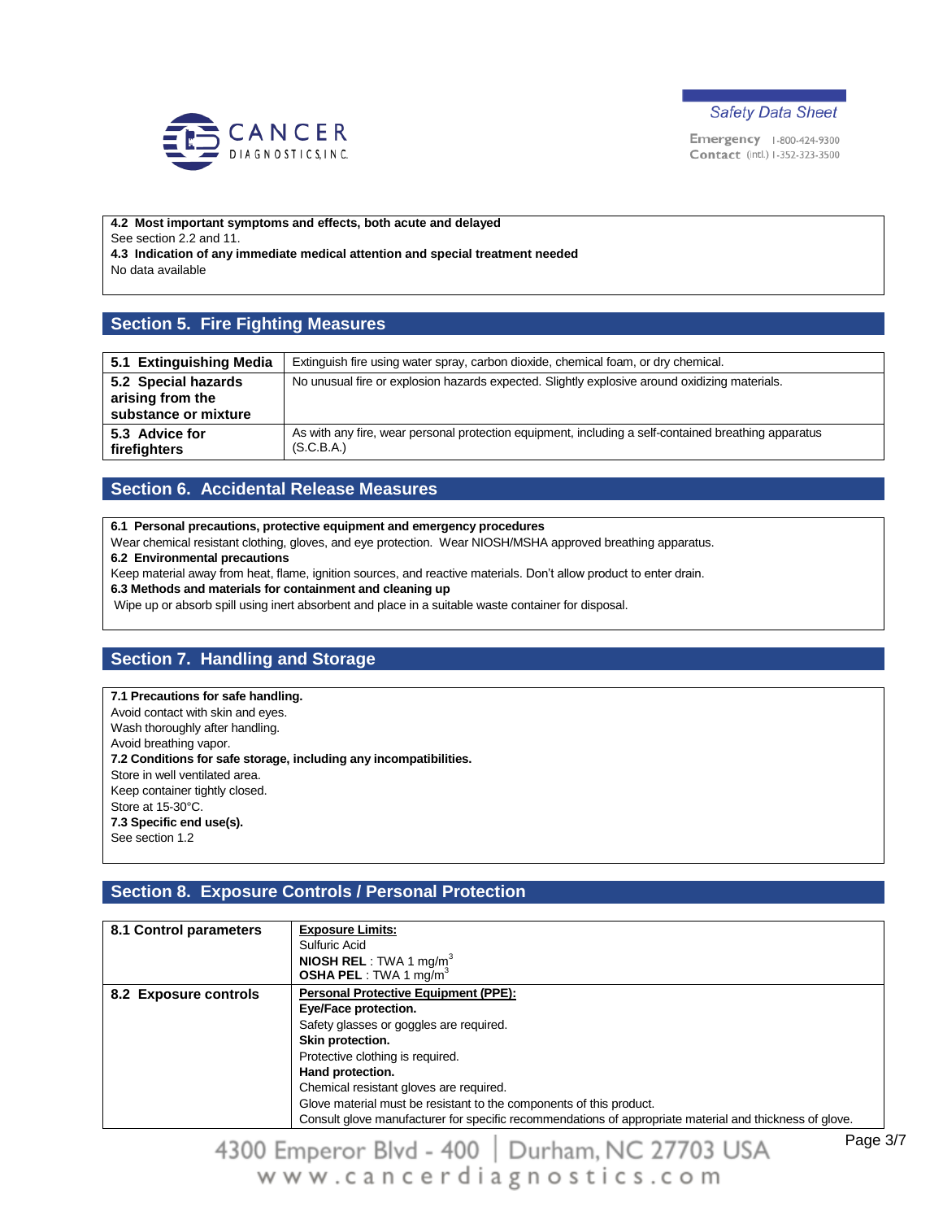**4.2 Most important symptoms and effects, both acute and delayed**

See section 2.2 and 11.

**4.3 Indication of any immediate medical attention and special treatment needed**

No data available

## Section 5. Fire Fighting Measures

| | |
|---|---|
| **5.1 Extinguishing Media** | Extinguish fire using water spray, carbon dioxide, chemical foam, or dry chemical. |
| **5.2 Special hazards arising from the substance or mixture** | No unusual fire or explosion hazards expected. Slightly explosive around oxidizing materials. |
| **5.3 Advice for firefighters** | As with any fire, wear personal protection equipment, including a self-contained breathing apparatus (S.C.B.A.) |

## Section 6. Accidental Release Measures

**6.1 Personal precautions, protective equipment and emergency procedures**

Wear chemical resistant clothing, gloves, and eye protection. Wear NIOSH/MSHA approved breathing apparatus.

**6.2 Environmental precautions**

Keep material away from heat, flame, ignition sources, and reactive materials. Don't allow product to enter drain.

**6.3 Methods and materials for containment and cleaning up**

Wipe up or absorb spill using inert absorbent and place in a suitable waste container for disposal.

## Section 7. Handling and Storage

**7.1 Precautions for safe handling.**

Avoid contact with skin and eyes.
Wash thoroughly after handling.
Avoid breathing vapor.

**7.2 Conditions for safe storage, including any incompatibilities.**

Store in well ventilated area.
Keep container tightly closed.
Store at 15-30°C.

**7.3 Specific end use(s).**

See section 1.2

## Section 8. Exposure Controls / Personal Protection

| | |
|---|---|
| **8.1 Control parameters** | <u>**Exposure Limits:**</u><br>Sulfuric Acid<br>**NIOSH REL** : TWA 1 $mg/m^3$<br>**OSHA PEL** : TWA 1 $mg/m^3$ |
| **8.2 Exposure controls** | <u>**Personal Protective Equipment (PPE):**</u><br>**Eye/Face protection.**<br>Safety glasses or goggles are required.<br>**Skin protection.**<br>Protective clothing is required.<br>**Hand protection.**<br>Chemical resistant gloves are required.<br>Glove material must be resistant to the components of this product.<br>Consult glove manufacturer for specific recommendations of appropriate material and thickness of glove. |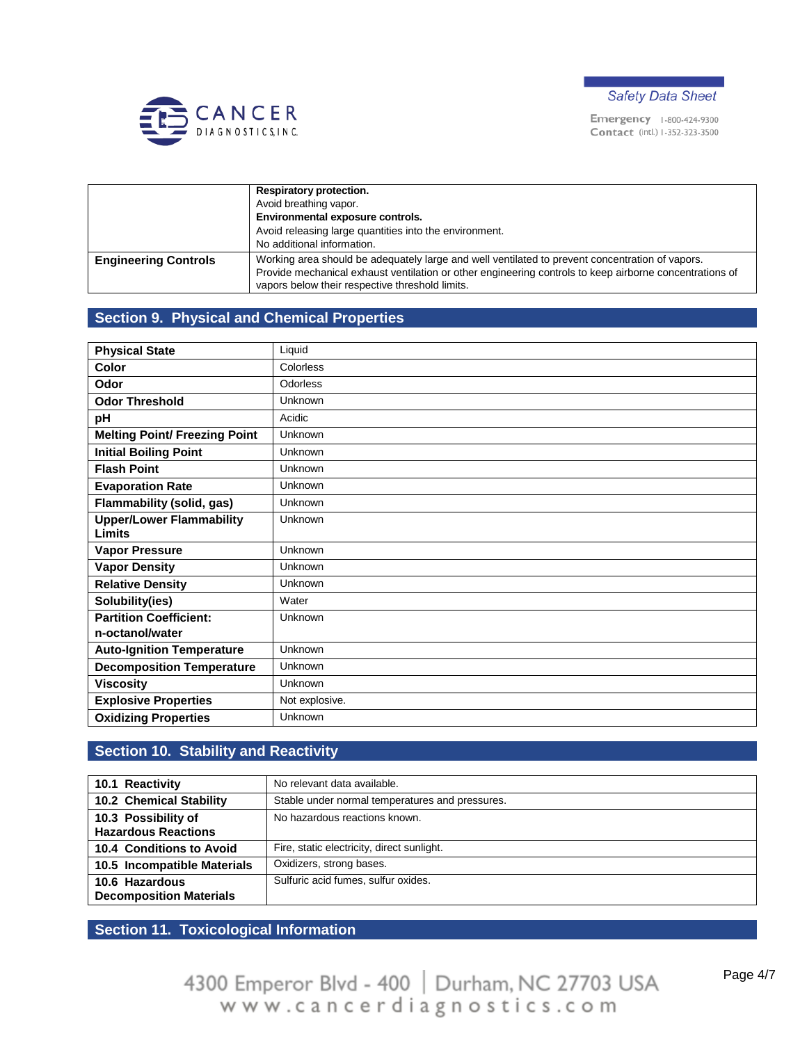| | |
|---|---|
| | **Respiratory protection.**<br>Avoid breathing vapor.<br>**Environmental exposure controls.**<br>Avoid releasing large quantities into the environment.<br>No additional information. |
| **Engineering Controls** | Working area should be adequately large and well ventilated to prevent concentration of vapors.<br>Provide mechanical exhaust ventilation or other engineering controls to keep airborne concentrations of vapors below their respective threshold limits. |

## Section 9. Physical and Chemical Properties

| | |
|---|---|
| **Physical State** | Liquid |
| **Color** | Colorless |
| **Odor** | Odorless |
| **Odor Threshold** | Unknown |
| **pH** | Acidic |
| **Melting Point/ Freezing Point** | Unknown |
| **Initial Boiling Point** | Unknown |
| **Flash Point** | Unknown |
| **Evaporation Rate** | Unknown |
| **Flammability (solid, gas)** | Unknown |
| **Upper/Lower Flammability Limits** | Unknown |
| **Vapor Pressure** | Unknown |
| **Vapor Density** | Unknown |
| **Relative Density** | Unknown |
| **Solubility(ies)** | Water |
| **Partition Coefficient: n-octanol/water** | Unknown |
| **Auto-Ignition Temperature** | Unknown |
| **Decomposition Temperature** | Unknown |
| **Viscosity** | Unknown |
| **Explosive Properties** | Not explosive. |
| **Oxidizing Properties** | Unknown |

## Section 10. Stability and Reactivity

| | |
|---|---|
| **10.1 Reactivity** | No relevant data available. |
| **10.2 Chemical Stability** | Stable under normal temperatures and pressures. |
| **10.3 Possibility of Hazardous Reactions** | No hazardous reactions known. |
| **10.4 Conditions to Avoid** | Fire, static electricity, direct sunlight. |
| **10.5 Incompatible Materials** | Oxidizers, strong bases. |
| **10.6 Hazardous Decomposition Materials** | Sulfuric acid fumes, sulfur oxides. |

## Section 11. Toxicological Information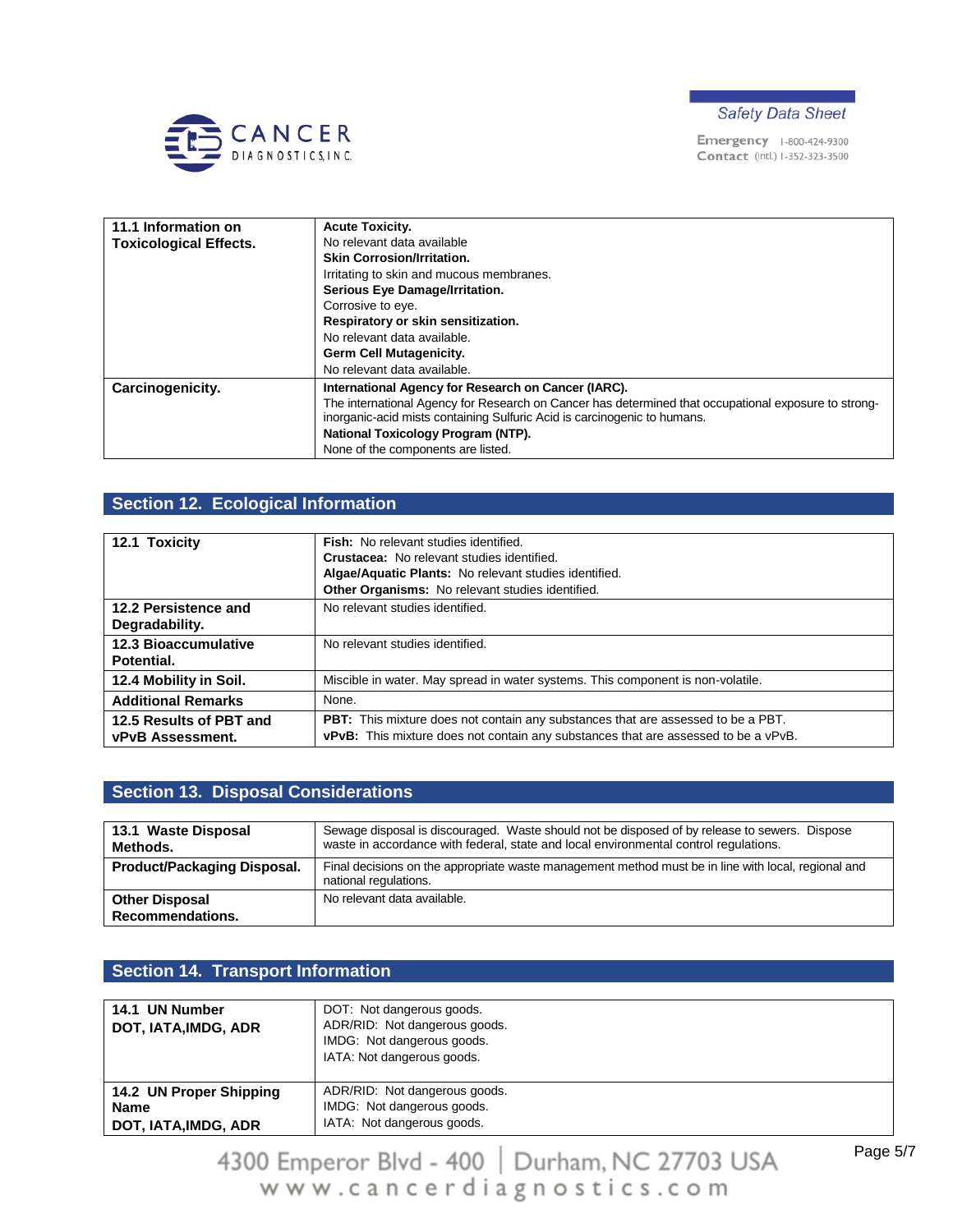| | |
|---|---|
| **11.1 Information on Toxicological Effects.** | **Acute Toxicity.**<br>No relevant data available<br>**Skin Corrosion/Irritation.**<br>Irritating to skin and mucous membranes.<br>**Serious Eye Damage/Irritation.**<br>Corrosive to eye.<br>**Respiratory or skin sensitization.**<br>No relevant data available.<br>**Germ Cell Mutagenicity.**<br>No relevant data available. |
| **Carcinogenicity.** | **International Agency for Research on Cancer (IARC).**<br>The international Agency for Research on Cancer has determined that occupational exposure to strong-inorganic-acid mists containing Sulfuric Acid is carcinogenic to humans.<br>**National Toxicology Program (NTP).**<br>None of the components are listed. |

## Section 12. Ecological Information

| | |
|---|---|
| **12.1 Toxicity** | **Fish:** No relevant studies identified.<br>**Crustacea:** No relevant studies identified.<br>**Algae/Aquatic Plants:** No relevant studies identified.<br>**Other Organisms:** No relevant studies identified. |
| **12.2 Persistence and Degradability.** | No relevant studies identified. |
| **12.3 Bioaccumulative Potential.** | No relevant studies identified. |
| **12.4 Mobility in Soil.** | Miscible in water. May spread in water systems. This component is non-volatile. |
| **Additional Remarks** | None. |
| **12.5 Results of PBT and vPvB Assessment.** | **PBT:** This mixture does not contain any substances that are assessed to be a PBT.<br>**vPvB:** This mixture does not contain any substances that are assessed to be a vPvB. |

## Section 13. Disposal Considerations

| | |
|---|---|
| **13.1 Waste Disposal Methods.** | Sewage disposal is discouraged. Waste should not be disposed of by release to sewers. Dispose waste in accordance with federal, state and local environmental control regulations. |
| **Product/Packaging Disposal.** | Final decisions on the appropriate waste management method must be in line with local, regional and national regulations. |
| **Other Disposal Recommendations.** | No relevant data available. |

## Section 14. Transport Information

| | |
|---|---|
| **14.1 UN Number DOT, IATA,IMDG, ADR** | DOT: Not dangerous goods.<br>ADR/RID: Not dangerous goods.<br>IMDG: Not dangerous goods.<br>IATA: Not dangerous goods. |
| **14.2 UN Proper Shipping Name DOT, IATA,IMDG, ADR** | ADR/RID: Not dangerous goods.<br>IMDG: Not dangerous goods.<br>IATA: Not dangerous goods. |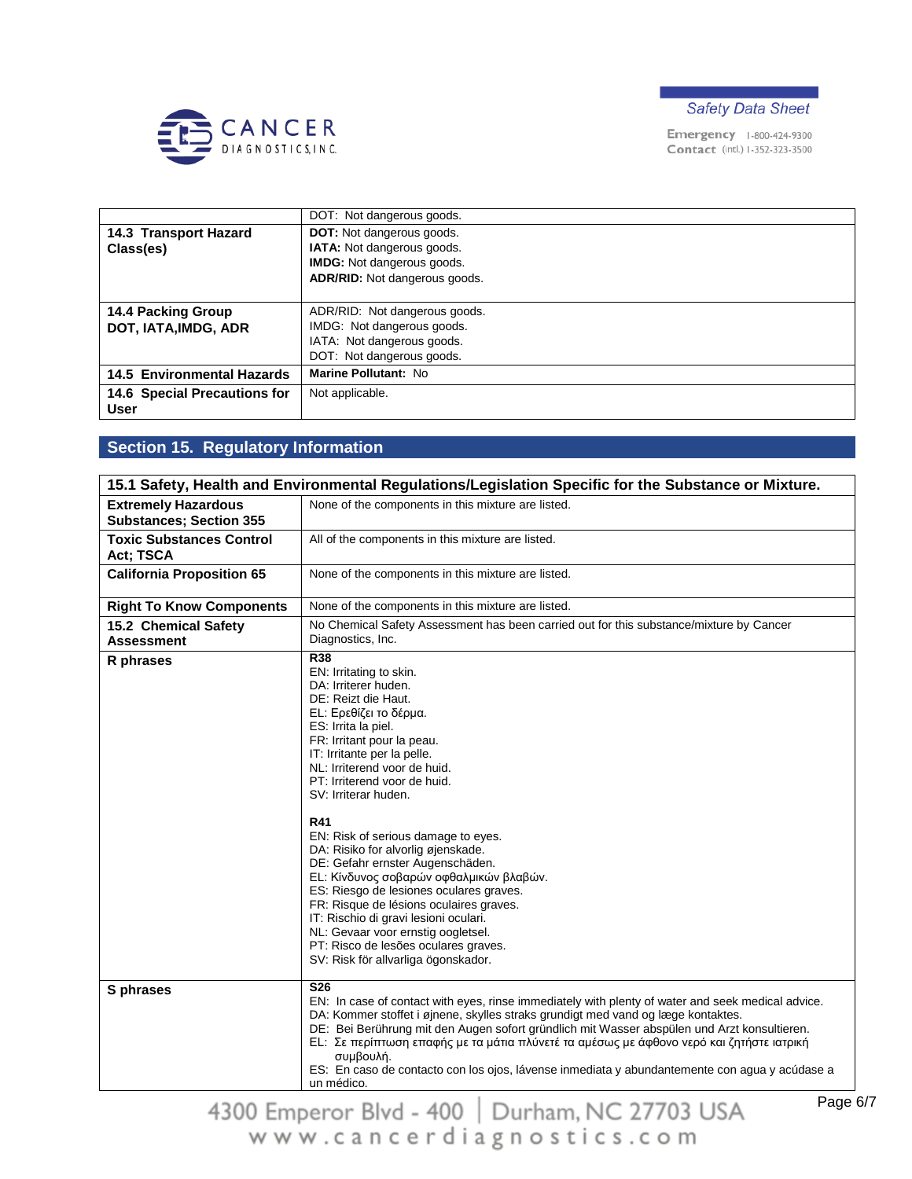| | |
|---|---|
| | DOT: Not dangerous goods. |
| **14.3 Transport Hazard Class(es)** | **DOT:** Not dangerous goods.<br>**IATA:** Not dangerous goods.<br>**IMDG:** Not dangerous goods.<br>**ADR/RID:** Not dangerous goods. |
| **14.4 Packing Group DOT, IATA,IMDG, ADR** | ADR/RID: Not dangerous goods.<br>IMDG: Not dangerous goods.<br>IATA: Not dangerous goods.<br>DOT: Not dangerous goods. |
| **14.5 Environmental Hazards** | **Marine Pollutant:** No |
| **14.6 Special Precautions for User** | Not applicable. |

## Section 15. Regulatory Information

| **15.1 Safety, Health and Environmental Regulations/Legislation Specific for the Substance or Mixture.** | |
|---|---|
| **Extremely Hazardous Substances; Section 355** | None of the components in this mixture are listed. |
| **Toxic Substances Control Act; TSCA** | All of the components in this mixture are listed. |
| **California Proposition 65** | None of the components in this mixture are listed. |
| **Right To Know Components** | None of the components in this mixture are listed. |
| **15.2 Chemical Safety Assessment** | No Chemical Safety Assessment has been carried out for this substance/mixture by Cancer Diagnostics, Inc. |
| **R phrases** | **R38**<br>EN: Irritating to skin.<br>DA: Irriterer huden.<br>DE: Reizt die Haut.<br>EL: Ερεθίζει το δέρμα.<br>ES: Irrita la piel.<br>FR: Irritant pour la peau.<br>IT: Irritante per la pelle.<br>NL: Irriterend voor de huid.<br>PT: Irriterend voor de huid.<br>SV: Irriterar huden.<br><br>**R41**<br>EN: Risk of serious damage to eyes.<br>DA: Risiko for alvorlig øjenskade.<br>DE: Gefahr ernster Augenschäden.<br>EL: Κίνδυνος σοβαρών οφθαλμικών βλαβών.<br>ES: Riesgo de lesiones oculares graves.<br>FR: Risque de lésions oculaires graves.<br>IT: Rischio di gravi lesioni oculari.<br>NL: Gevaar voor ernstig oogletsel.<br>PT: Risco de lesões oculares graves.<br>SV: Risk för allvarliga ögonskador. |
| **S phrases** | **S26**<br>EN: In case of contact with eyes, rinse immediately with plenty of water and seek medical advice.<br>DA: Kommer stoffet i øjnene, skylles straks grundigt med vand og læge kontaktes.<br>DE: Bei Berührung mit den Augen sofort gründlich mit Wasser abspülen und Arzt konsultieren.<br>EL: Σε περίπτωση επαφής με τα μάτια πλύνετέ τα αμέσως με άφθονο νερό και ζητήστε ιατρική συμβουλή.<br>ES: En caso de contacto con los ojos, lávense inmediata y abundantemente con agua y acúdase a un médico. |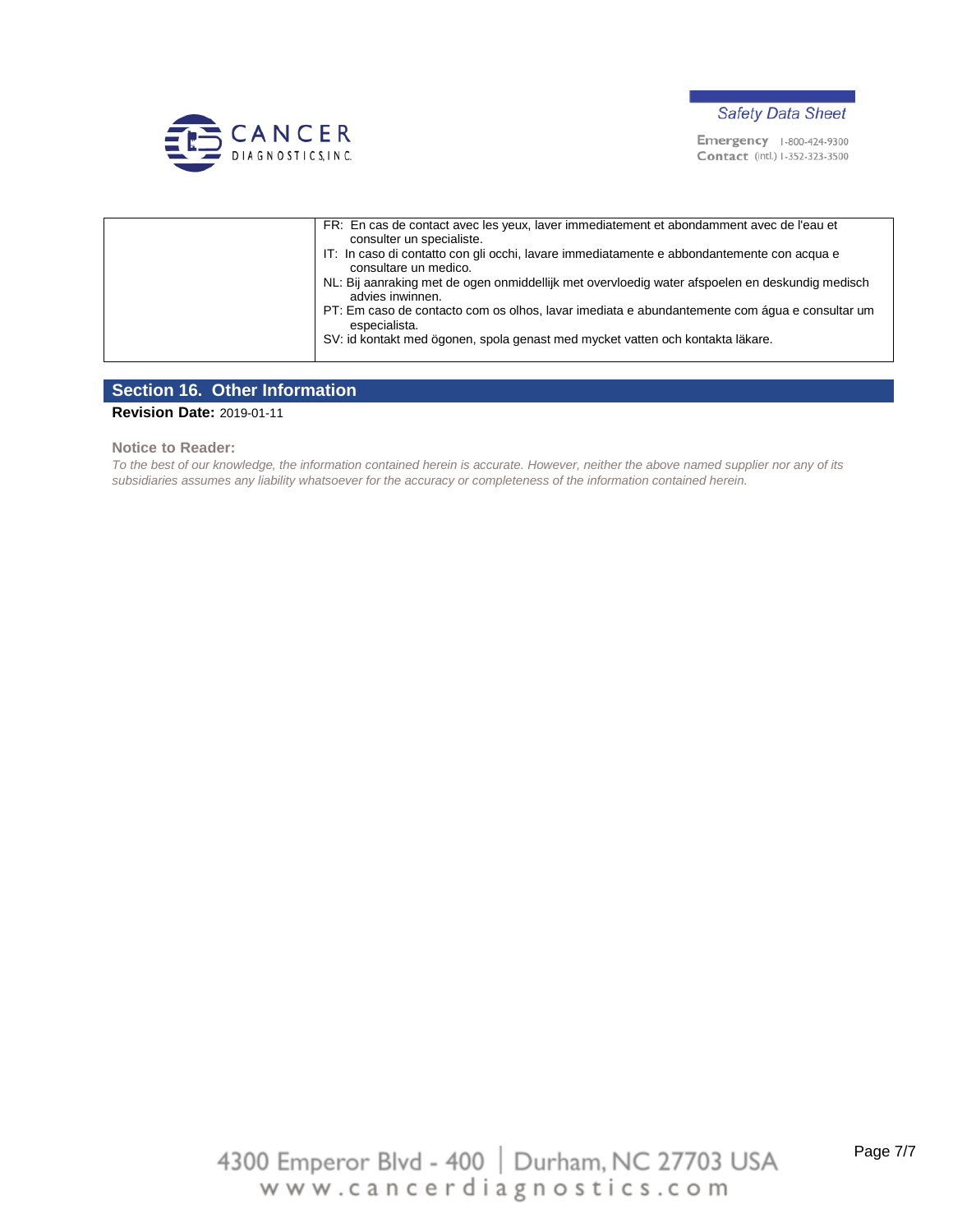| | |
|---|---|
| | FR: En cas de contact avec les yeux, laver immediatement et abondamment avec de l'eau et consulter un specialiste.<br>IT: In caso di contatto con gli occhi, lavare immediatamente e abbondantemente con acqua e consultare un medico.<br>NL: Bij aanraking met de ogen onmiddellijk met overvloedig water afspoelen en deskundig medisch advies inwinnen.<br>PT: Em caso de contacto com os olhos, lavar imediata e abundantemente com água e consultar um especialista.<br>SV: id kontakt med ögonen, spola genast med mycket vatten och kontakta läkare. |

## Section 16. Other Information

**Revision Date:** 2019-01-11

**Notice to Reader:**

*To the best of our knowledge, the information contained herein is accurate. However, neither the above named supplier nor any of its subsidiaries assumes any liability whatsoever for the accuracy or completeness of the information contained herein.*